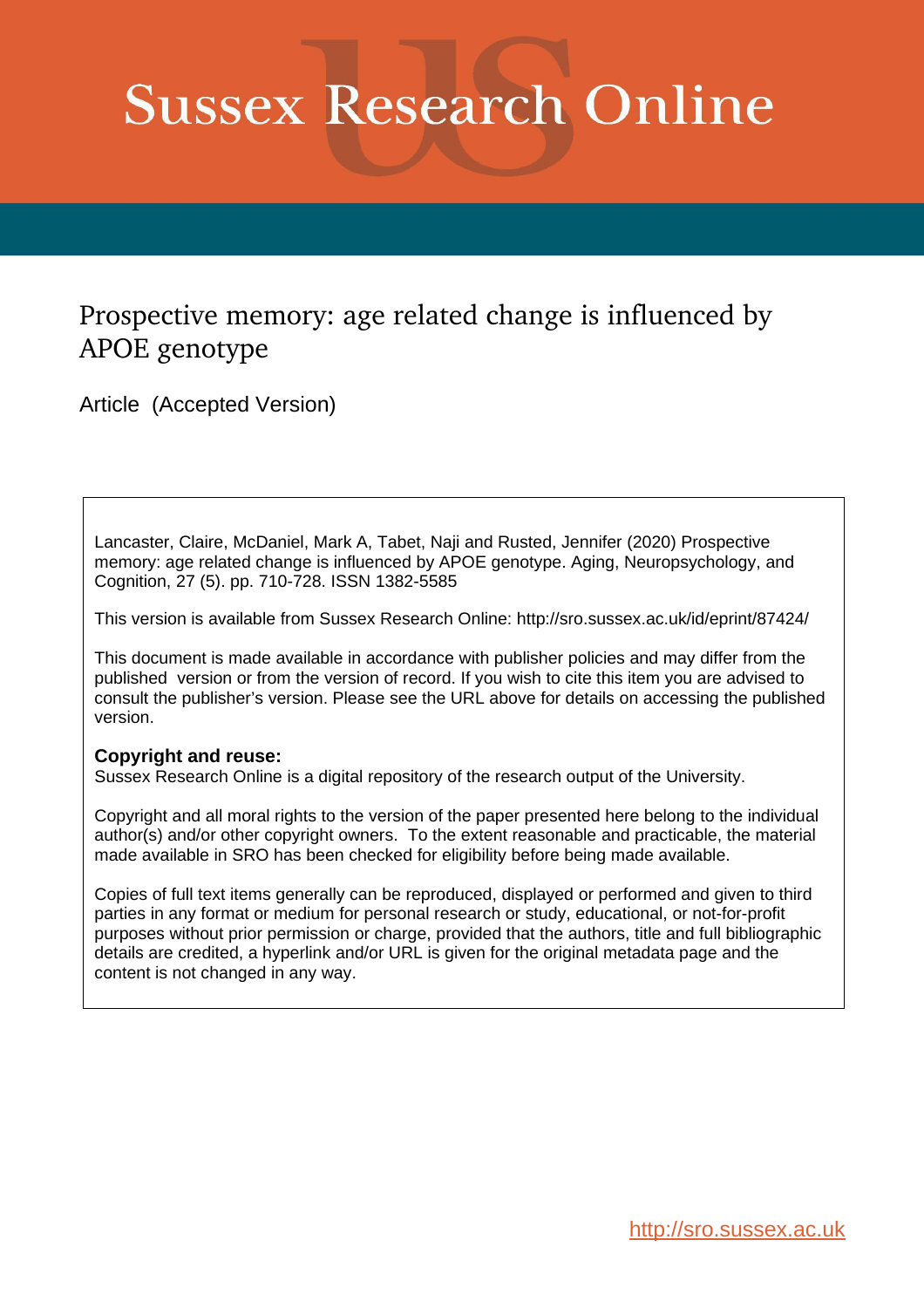# Sussex Research Online

## Prospective memory: age related change is influenced by APOE genotype

Article (Accepted Version)

Lancaster, Claire, McDaniel, Mark A, Tabet, Naji and Rusted, Jennifer (2020) Prospective memory: age related change is influenced by APOE genotype. Aging, Neuropsychology, and Cognition, 27 (5). pp. 710-728. ISSN 1382-5585

This version is available from Sussex Research Online: http://sro.sussex.ac.uk/id/eprint/87424/

This document is made available in accordance with publisher policies and may differ from the published version or from the version of record. If you wish to cite this item you are advised to consult the publisher's version. Please see the URL above for details on accessing the published version.

**Copyright and reuse:**
Sussex Research Online is a digital repository of the research output of the University.

Copyright and all moral rights to the version of the paper presented here belong to the individual author(s) and/or other copyright owners. To the extent reasonable and practicable, the material made available in SRO has been checked for eligibility before being made available.

Copies of full text items generally can be reproduced, displayed or performed and given to third parties in any format or medium for personal research or study, educational, or not-for-profit purposes without prior permission or charge, provided that the authors, title and full bibliographic details are credited, a hyperlink and/or URL is given for the original metadata page and the content is not changed in any way.

http://sro.sussex.ac.uk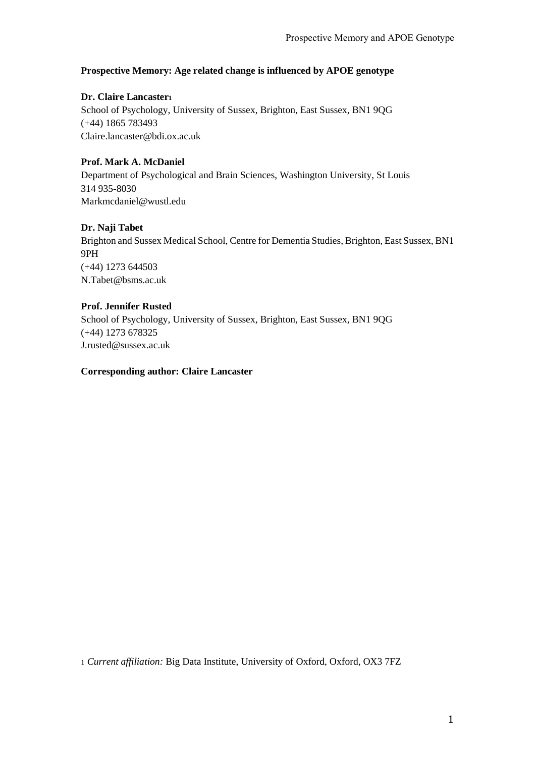**Prospective Memory: Age related change is influenced by APOE genotype**

**Dr. Claire Lancaster**[1]
School of Psychology, University of Sussex, Brighton, East Sussex, BN1 9QG
(+44) 1865 783493
Claire.lancaster@bdi.ox.ac.uk

**Prof. Mark A. McDaniel**
Department of Psychological and Brain Sciences, Washington University, St Louis
314 935-8030
Markmcdaniel@wustl.edu

**Dr. Naji Tabet**
Brighton and Sussex Medical School, Centre for Dementia Studies, Brighton, East Sussex, BN1 9PH
(+44) 1273 644503
N.Tabet@bsms.ac.uk

**Prof. Jennifer Rusted**
School of Psychology, University of Sussex, Brighton, East Sussex, BN1 9QG
(+44) 1273 678325
J.rusted@sussex.ac.uk

**Corresponding author: Claire Lancaster**

[1] *Current affiliation:* Big Data Institute, University of Oxford, Oxford, OX3 7FZ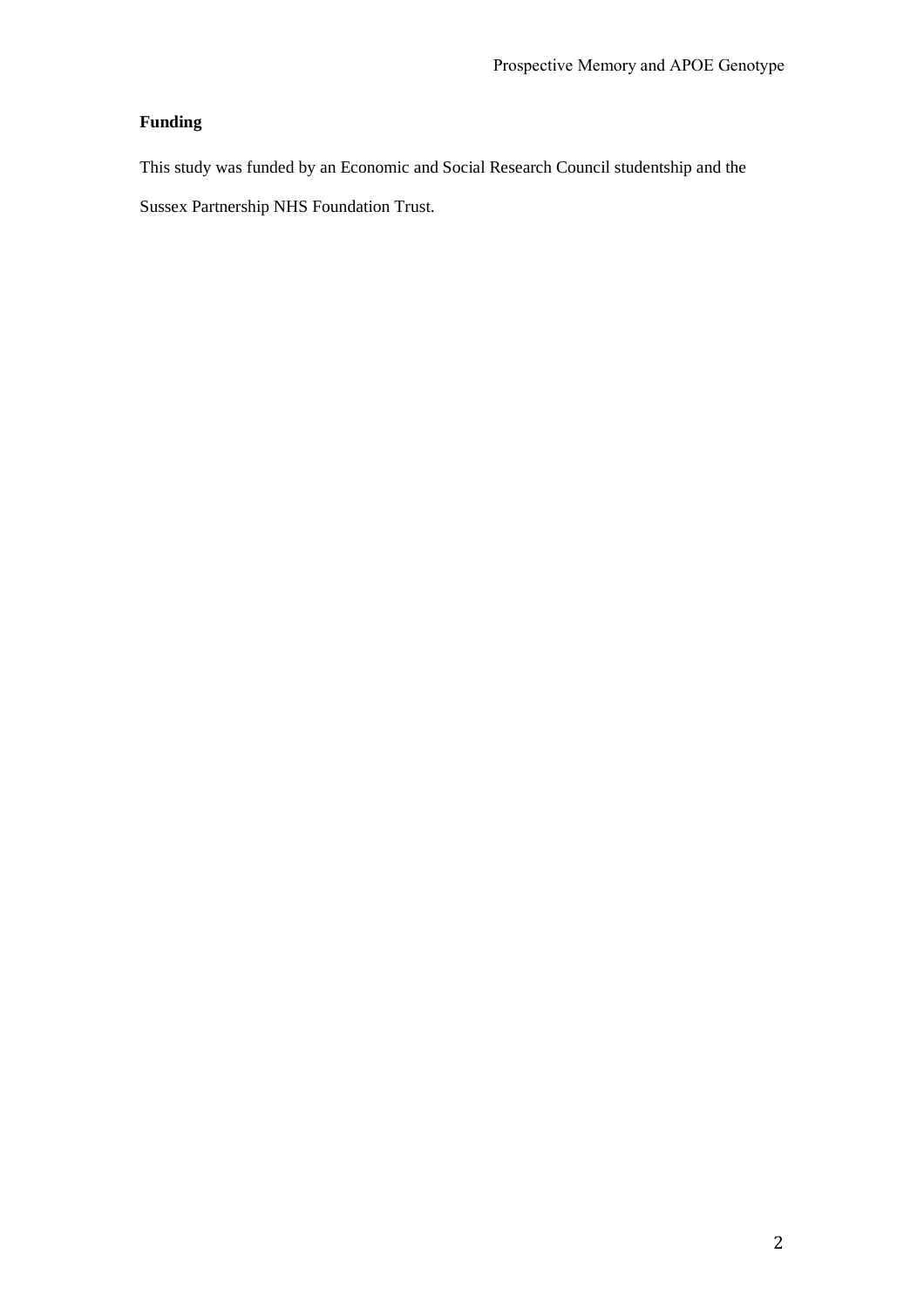**Funding**

This study was funded by an Economic and Social Research Council studentship and the Sussex Partnership NHS Foundation Trust.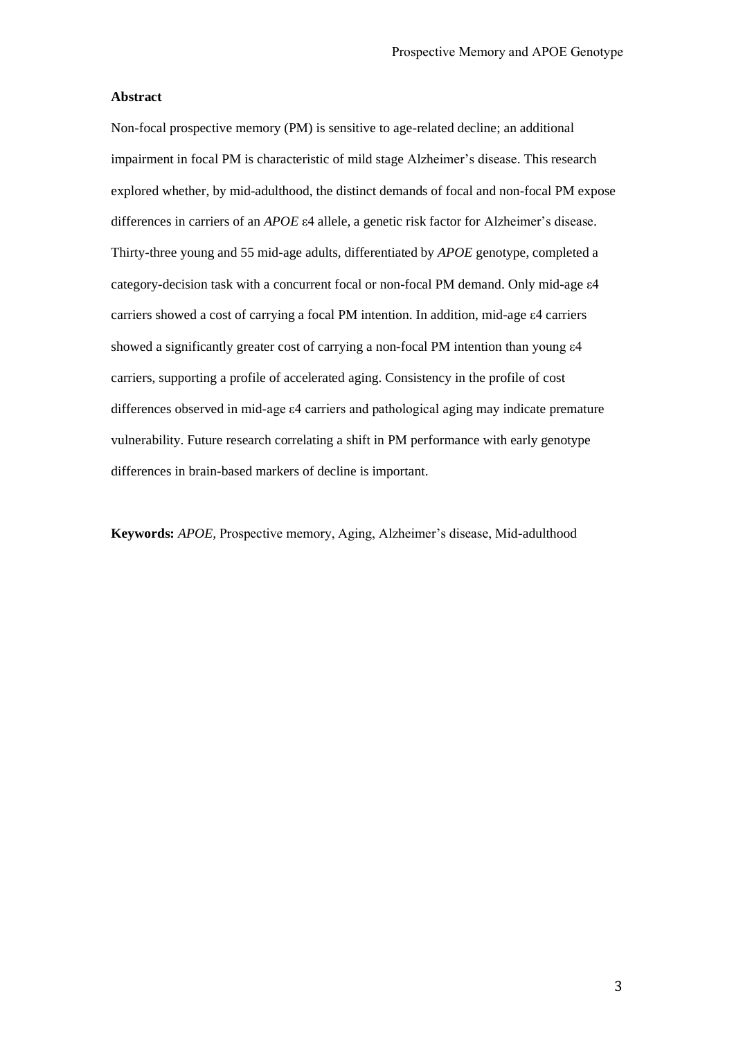**Abstract**

Non-focal prospective memory (PM) is sensitive to age-related decline; an additional impairment in focal PM is characteristic of mild stage Alzheimer's disease. This research explored whether, by mid-adulthood, the distinct demands of focal and non-focal PM expose differences in carriers of an *APOE* ε4 allele, a genetic risk factor for Alzheimer's disease. Thirty-three young and 55 mid-age adults, differentiated by *APOE* genotype, completed a category-decision task with a concurrent focal or non-focal PM demand. Only mid-age ε4 carriers showed a cost of carrying a focal PM intention. In addition, mid-age ε4 carriers showed a significantly greater cost of carrying a non-focal PM intention than young ε4 carriers, supporting a profile of accelerated aging. Consistency in the profile of cost differences observed in mid-age ε4 carriers and pathological aging may indicate premature vulnerability. Future research correlating a shift in PM performance with early genotype differences in brain-based markers of decline is important.

**Keywords:** *APOE,* Prospective memory, Aging, Alzheimer's disease, Mid-adulthood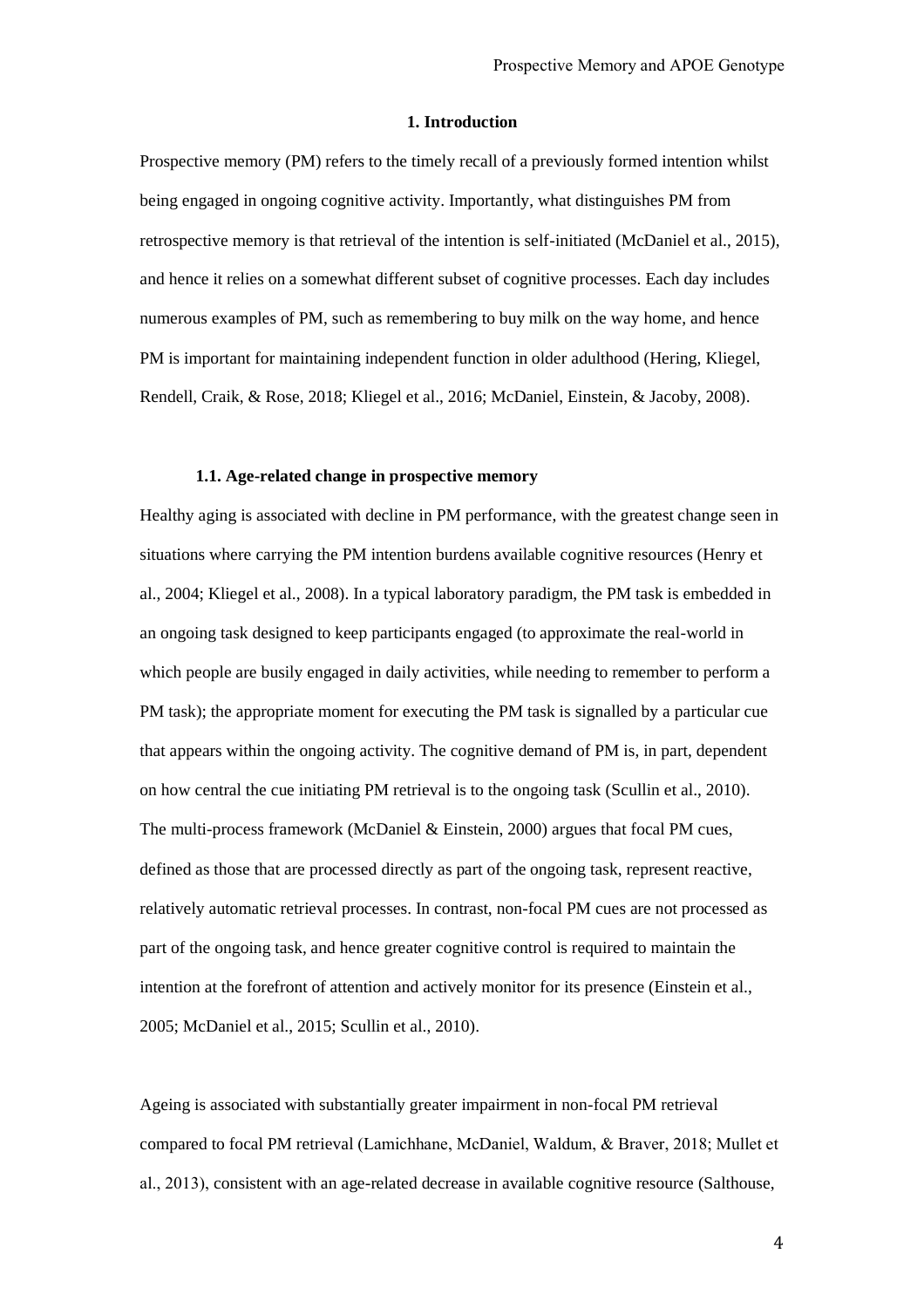# 1. Introduction

Prospective memory (PM) refers to the timely recall of a previously formed intention whilst being engaged in ongoing cognitive activity. Importantly, what distinguishes PM from retrospective memory is that retrieval of the intention is self-initiated (McDaniel et al., 2015), and hence it relies on a somewhat different subset of cognitive processes. Each day includes numerous examples of PM, such as remembering to buy milk on the way home, and hence PM is important for maintaining independent function in older adulthood (Hering, Kliegel, Rendell, Craik, & Rose, 2018; Kliegel et al., 2016; McDaniel, Einstein, & Jacoby, 2008).

## 1.1. Age-related change in prospective memory

Healthy aging is associated with decline in PM performance, with the greatest change seen in situations where carrying the PM intention burdens available cognitive resources (Henry et al., 2004; Kliegel et al., 2008). In a typical laboratory paradigm, the PM task is embedded in an ongoing task designed to keep participants engaged (to approximate the real-world in which people are busily engaged in daily activities, while needing to remember to perform a PM task); the appropriate moment for executing the PM task is signalled by a particular cue that appears within the ongoing activity. The cognitive demand of PM is, in part, dependent on how central the cue initiating PM retrieval is to the ongoing task (Scullin et al., 2010). The multi-process framework (McDaniel & Einstein, 2000) argues that focal PM cues, defined as those that are processed directly as part of the ongoing task, represent reactive, relatively automatic retrieval processes. In contrast, non-focal PM cues are not processed as part of the ongoing task, and hence greater cognitive control is required to maintain the intention at the forefront of attention and actively monitor for its presence (Einstein et al., 2005; McDaniel et al., 2015; Scullin et al., 2010).

Ageing is associated with substantially greater impairment in non-focal PM retrieval compared to focal PM retrieval (Lamichhane, McDaniel, Waldum, & Braver, 2018; Mullet et al., 2013), consistent with an age-related decrease in available cognitive resource (Salthouse,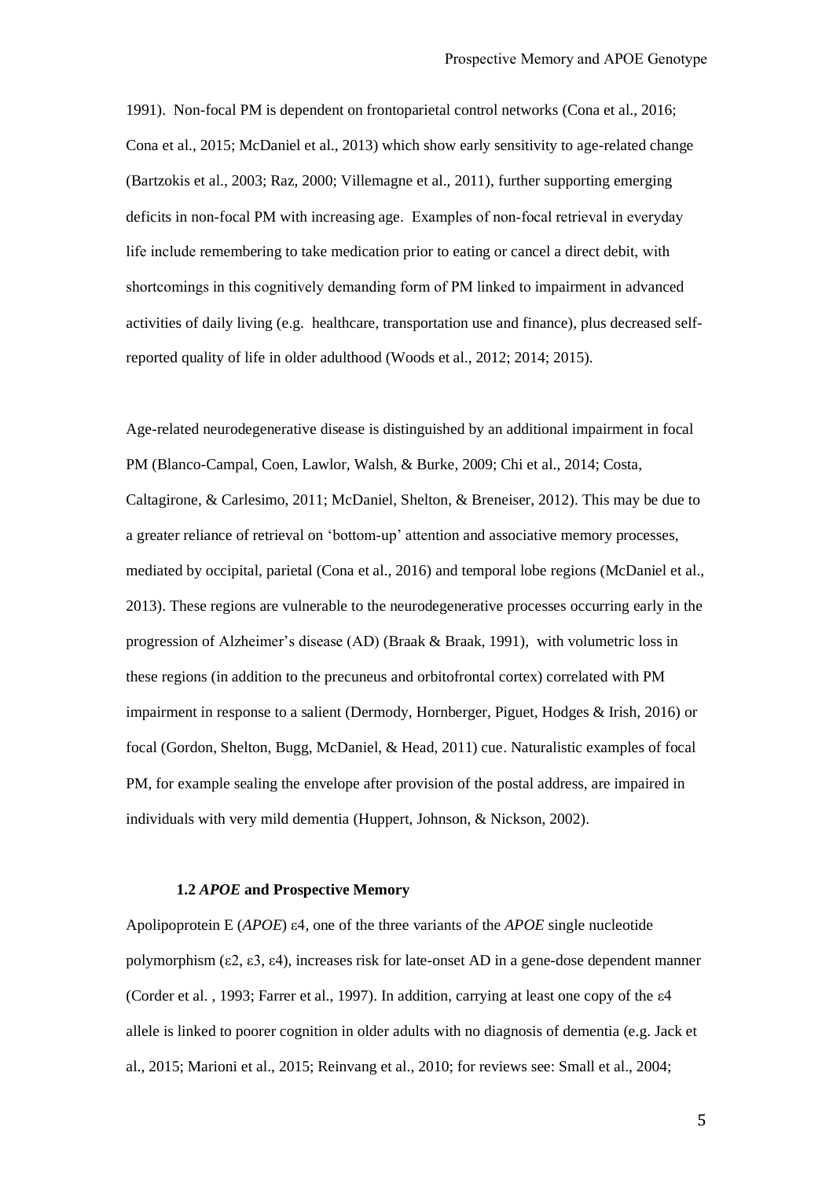1991). Non-focal PM is dependent on frontoparietal control networks (Cona et al., 2016; Cona et al., 2015; McDaniel et al., 2013) which show early sensitivity to age-related change (Bartzokis et al., 2003; Raz, 2000; Villemagne et al., 2011), further supporting emerging deficits in non-focal PM with increasing age. Examples of non-focal retrieval in everyday life include remembering to take medication prior to eating or cancel a direct debit, with shortcomings in this cognitively demanding form of PM linked to impairment in advanced activities of daily living (e.g. healthcare, transportation use and finance), plus decreased self-reported quality of life in older adulthood (Woods et al., 2012; 2014; 2015).

Age-related neurodegenerative disease is distinguished by an additional impairment in focal PM (Blanco-Campal, Coen, Lawlor, Walsh, & Burke, 2009; Chi et al., 2014; Costa, Caltagirone, & Carlesimo, 2011; McDaniel, Shelton, & Breneiser, 2012). This may be due to a greater reliance of retrieval on 'bottom-up' attention and associative memory processes, mediated by occipital, parietal (Cona et al., 2016) and temporal lobe regions (McDaniel et al., 2013). These regions are vulnerable to the neurodegenerative processes occurring early in the progression of Alzheimer's disease (AD) (Braak & Braak, 1991), with volumetric loss in these regions (in addition to the precuneus and orbitofrontal cortex) correlated with PM impairment in response to a salient (Dermody, Hornberger, Piguet, Hodges & Irish, 2016) or focal (Gordon, Shelton, Bugg, McDaniel, & Head, 2011) cue. Naturalistic examples of focal PM, for example sealing the envelope after provision of the postal address, are impaired in individuals with very mild dementia (Huppert, Johnson, & Nickson, 2002).

### 1.2 *APOE* and Prospective Memory

Apolipoprotein E (*APOE*) ε4, one of the three variants of the *APOE* single nucleotide polymorphism (ε2, ε3, ε4), increases risk for late-onset AD in a gene-dose dependent manner (Corder et al. , 1993; Farrer et al., 1997). In addition, carrying at least one copy of the ε4 allele is linked to poorer cognition in older adults with no diagnosis of dementia (e.g. Jack et al., 2015; Marioni et al., 2015; Reinvang et al., 2010; for reviews see: Small et al., 2004;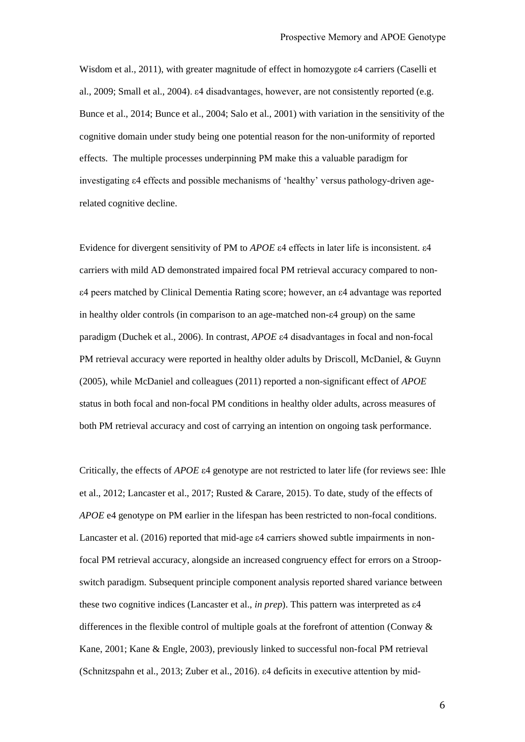Wisdom et al., 2011), with greater magnitude of effect in homozygote ε4 carriers (Caselli et al., 2009; Small et al., 2004). ε4 disadvantages, however, are not consistently reported (e.g. Bunce et al., 2014; Bunce et al., 2004; Salo et al., 2001) with variation in the sensitivity of the cognitive domain under study being one potential reason for the non-uniformity of reported effects. The multiple processes underpinning PM make this a valuable paradigm for investigating ε4 effects and possible mechanisms of 'healthy' versus pathology-driven age-related cognitive decline.

Evidence for divergent sensitivity of PM to *APOE* ε4 effects in later life is inconsistent. ε4 carriers with mild AD demonstrated impaired focal PM retrieval accuracy compared to non-ε4 peers matched by Clinical Dementia Rating score; however, an ε4 advantage was reported in healthy older controls (in comparison to an age-matched non-ε4 group) on the same paradigm (Duchek et al., 2006). In contrast, *APOE* ε4 disadvantages in focal and non-focal PM retrieval accuracy were reported in healthy older adults by Driscoll, McDaniel, & Guynn (2005), while McDaniel and colleagues (2011) reported a non-significant effect of *APOE* status in both focal and non-focal PM conditions in healthy older adults, across measures of both PM retrieval accuracy and cost of carrying an intention on ongoing task performance.

Critically, the effects of *APOE* ε4 genotype are not restricted to later life (for reviews see: Ihle et al., 2012; Lancaster et al., 2017; Rusted & Carare, 2015). To date, study of the effects of *APOE* e4 genotype on PM earlier in the lifespan has been restricted to non-focal conditions. Lancaster et al. (2016) reported that mid-age ε4 carriers showed subtle impairments in non-focal PM retrieval accuracy, alongside an increased congruency effect for errors on a Stroop-switch paradigm. Subsequent principle component analysis reported shared variance between these two cognitive indices (Lancaster et al., *in prep*). This pattern was interpreted as ε4 differences in the flexible control of multiple goals at the forefront of attention (Conway & Kane, 2001; Kane & Engle, 2003), previously linked to successful non-focal PM retrieval (Schnitzspahn et al., 2013; Zuber et al., 2016). ε4 deficits in executive attention by mid-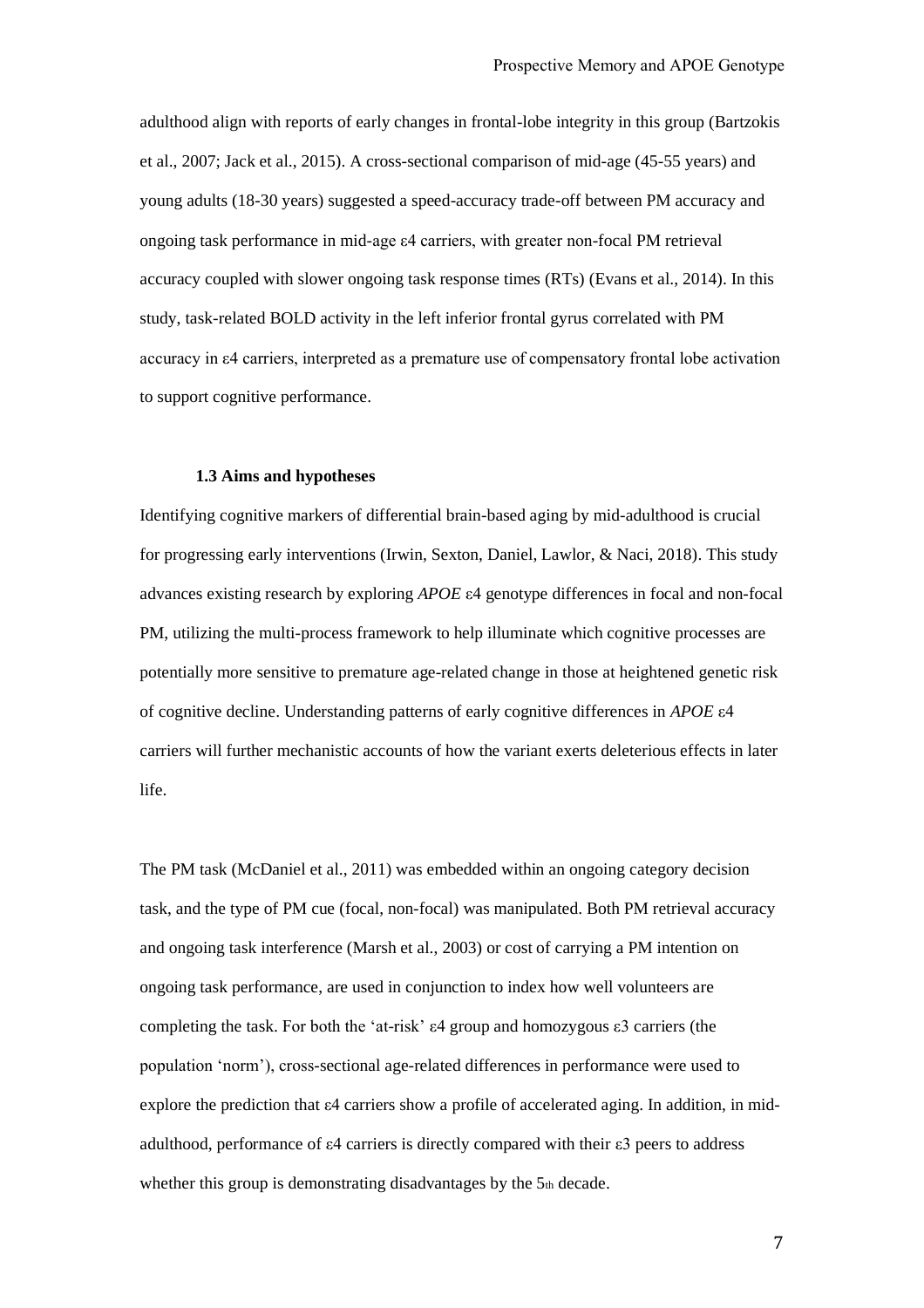adulthood align with reports of early changes in frontal-lobe integrity in this group (Bartzokis et al., 2007; Jack et al., 2015). A cross-sectional comparison of mid-age (45-55 years) and young adults (18-30 years) suggested a speed-accuracy trade-off between PM accuracy and ongoing task performance in mid-age ε4 carriers, with greater non-focal PM retrieval accuracy coupled with slower ongoing task response times (RTs) (Evans et al., 2014). In this study, task-related BOLD activity in the left inferior frontal gyrus correlated with PM accuracy in ε4 carriers, interpreted as a premature use of compensatory frontal lobe activation to support cognitive performance.

### 1.3 Aims and hypotheses

Identifying cognitive markers of differential brain-based aging by mid-adulthood is crucial for progressing early interventions (Irwin, Sexton, Daniel, Lawlor, & Naci, 2018). This study advances existing research by exploring *APOE* ε4 genotype differences in focal and non-focal PM, utilizing the multi-process framework to help illuminate which cognitive processes are potentially more sensitive to premature age-related change in those at heightened genetic risk of cognitive decline. Understanding patterns of early cognitive differences in *APOE* ε4 carriers will further mechanistic accounts of how the variant exerts deleterious effects in later life.

The PM task (McDaniel et al., 2011) was embedded within an ongoing category decision task, and the type of PM cue (focal, non-focal) was manipulated. Both PM retrieval accuracy and ongoing task interference (Marsh et al., 2003) or cost of carrying a PM intention on ongoing task performance, are used in conjunction to index how well volunteers are completing the task. For both the 'at-risk' ε4 group and homozygous ε3 carriers (the population 'norm'), cross-sectional age-related differences in performance were used to explore the prediction that ε4 carriers show a profile of accelerated aging. In addition, in mid-adulthood, performance of ε4 carriers is directly compared with their ε3 peers to address whether this group is demonstrating disadvantages by the 5th decade.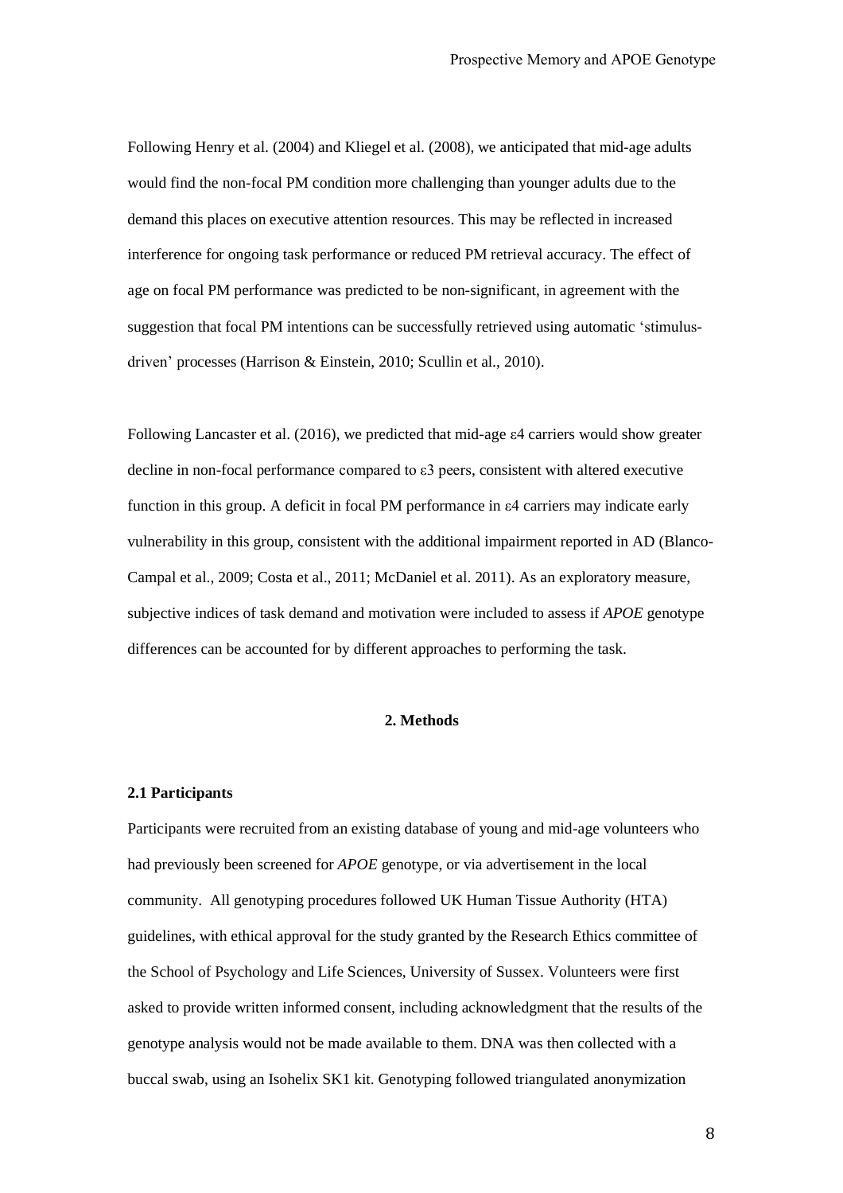Following Henry et al. (2004) and Kliegel et al. (2008), we anticipated that mid-age adults would find the non-focal PM condition more challenging than younger adults due to the demand this places on executive attention resources. This may be reflected in increased interference for ongoing task performance or reduced PM retrieval accuracy. The effect of age on focal PM performance was predicted to be non-significant, in agreement with the suggestion that focal PM intentions can be successfully retrieved using automatic 'stimulus-driven' processes (Harrison & Einstein, 2010; Scullin et al., 2010).

Following Lancaster et al. (2016), we predicted that mid-age ε4 carriers would show greater decline in non-focal performance compared to ε3 peers, consistent with altered executive function in this group. A deficit in focal PM performance in ε4 carriers may indicate early vulnerability in this group, consistent with the additional impairment reported in AD (Blanco-Campal et al., 2009; Costa et al., 2011; McDaniel et al. 2011). As an exploratory measure, subjective indices of task demand and motivation were included to assess if *APOE* genotype differences can be accounted for by different approaches to performing the task.

## 2. Methods

### 2.1 Participants

Participants were recruited from an existing database of young and mid-age volunteers who had previously been screened for *APOE* genotype, or via advertisement in the local community. All genotyping procedures followed UK Human Tissue Authority (HTA) guidelines, with ethical approval for the study granted by the Research Ethics committee of the School of Psychology and Life Sciences, University of Sussex. Volunteers were first asked to provide written informed consent, including acknowledgment that the results of the genotype analysis would not be made available to them. DNA was then collected with a buccal swab, using an Isohelix SK1 kit. Genotyping followed triangulated anonymization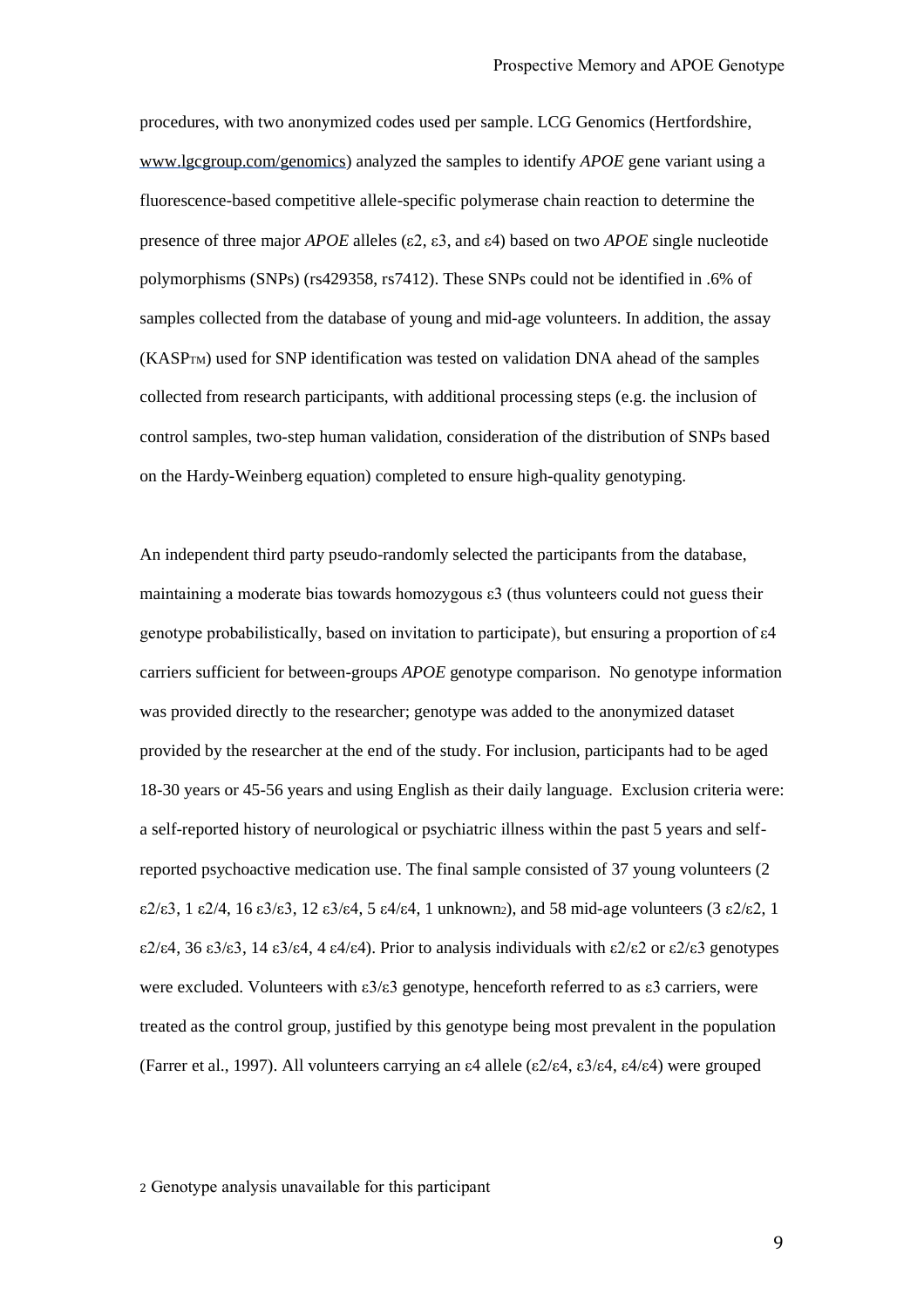procedures, with two anonymized codes used per sample. LCG Genomics (Hertfordshire, www.lgcgroup.com/genomics) analyzed the samples to identify *APOE* gene variant using a fluorescence-based competitive allele-specific polymerase chain reaction to determine the presence of three major *APOE* alleles (ε2, ε3, and ε4) based on two *APOE* single nucleotide polymorphisms (SNPs) (rs429358, rs7412). These SNPs could not be identified in .6% of samples collected from the database of young and mid-age volunteers. In addition, the assay (KASP™) used for SNP identification was tested on validation DNA ahead of the samples collected from research participants, with additional processing steps (e.g. the inclusion of control samples, two-step human validation, consideration of the distribution of SNPs based on the Hardy-Weinberg equation) completed to ensure high-quality genotyping.

An independent third party pseudo-randomly selected the participants from the database, maintaining a moderate bias towards homozygous ε3 (thus volunteers could not guess their genotype probabilistically, based on invitation to participate), but ensuring a proportion of ε4 carriers sufficient for between-groups *APOE* genotype comparison. No genotype information was provided directly to the researcher; genotype was added to the anonymized dataset provided by the researcher at the end of the study. For inclusion, participants had to be aged 18-30 years or 45-56 years and using English as their daily language. Exclusion criteria were: a self-reported history of neurological or psychiatric illness within the past 5 years and self-reported psychoactive medication use. The final sample consisted of 37 young volunteers (2 ε2/ε3, 1 ε2/4, 16 ε3/ε3, 12 ε3/ε4, 5 ε4/ε4, 1 unknown[2]), and 58 mid-age volunteers (3 ε2/ε2, 1 ε2/ε4, 36 ε3/ε3, 14 ε3/ε4, 4 ε4/ε4). Prior to analysis individuals with ε2/ε2 or ε2/ε3 genotypes were excluded. Volunteers with ε3/ε3 genotype, henceforth referred to as ε3 carriers, were treated as the control group, justified by this genotype being most prevalent in the population (Farrer et al., 1997). All volunteers carrying an ε4 allele (ε2/ε4, ε3/ε4, ε4/ε4) were grouped

[2] Genotype analysis unavailable for this participant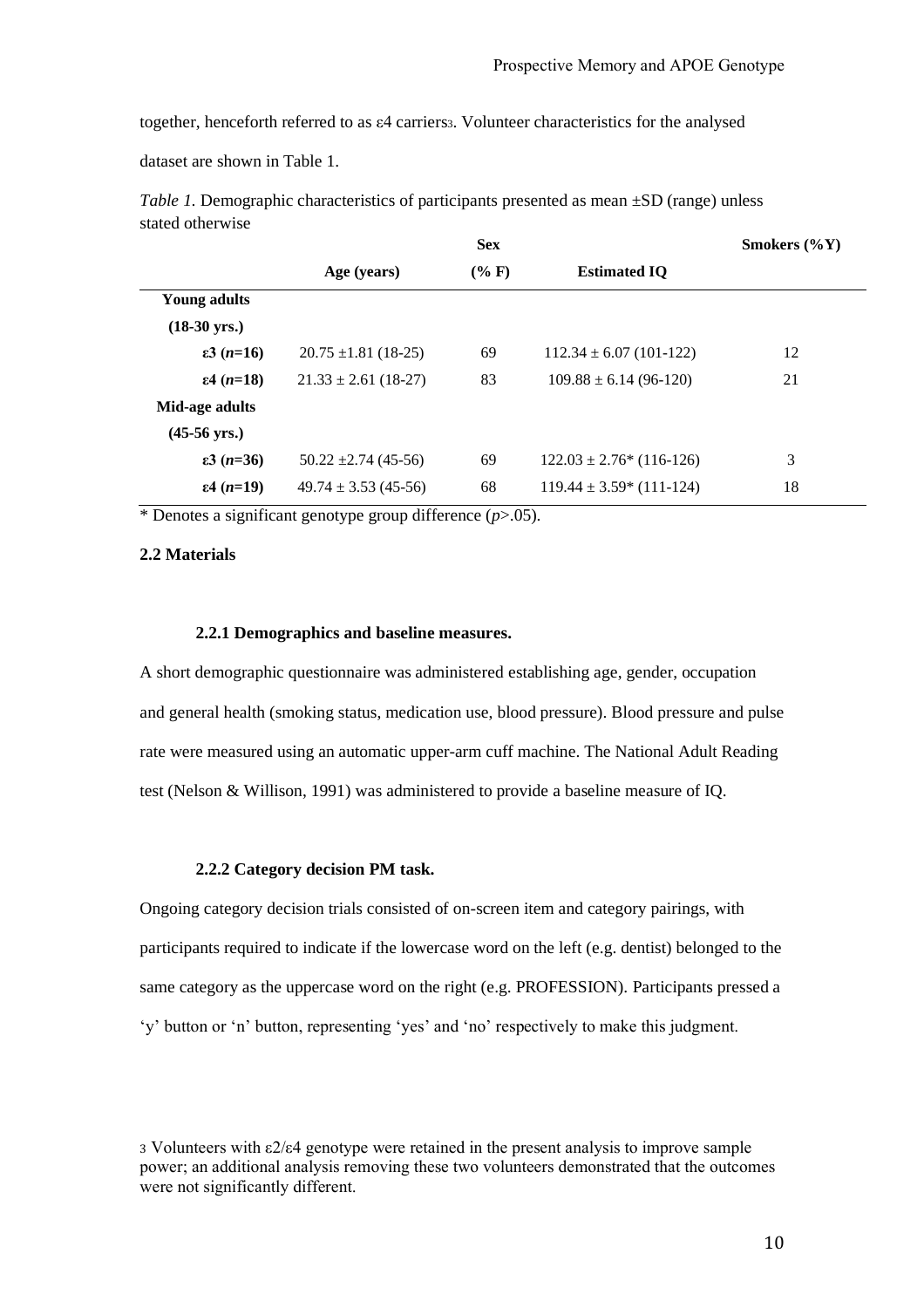together, henceforth referred to as ε4 carriers[3]. Volunteer characteristics for the analysed dataset are shown in Table 1.

*Table 1.* Demographic characteristics of participants presented as mean ±SD (range) unless stated otherwise

| | Age (years) | Sex (% F) | Estimated IQ | Smokers (%Y) |
|---|---|---|---|---|
| **Young adults (18-30 yrs.)** | | | | |
| **ε3 (*n*=16)** | 20.75 ±1.81 (18-25) | 69 | 112.34 ± 6.07 (101-122) | 12 |
| **ε4 (*n*=18)** | 21.33 ± 2.61 (18-27) | 83 | 109.88 ± 6.14 (96-120) | 21 |
| **Mid-age adults (45-56 yrs.)** | | | | |
| **ε3 (*n*=36)** | 50.22 ±2.74 (45-56) | 69 | 122.03 ± 2.76* (116-126) | 3 |
| **ε4 (*n*=19)** | 49.74 ± 3.53 (45-56) | 68 | 119.44 ± 3.59* (111-124) | 18 |

* Denotes a significant genotype group difference ($p$>.05).

## 2.2 Materials

### 2.2.1 Demographics and baseline measures.

A short demographic questionnaire was administered establishing age, gender, occupation and general health (smoking status, medication use, blood pressure). Blood pressure and pulse rate were measured using an automatic upper-arm cuff machine. The National Adult Reading test (Nelson & Willison, 1991) was administered to provide a baseline measure of IQ.

### 2.2.2 Category decision PM task.

Ongoing category decision trials consisted of on-screen item and category pairings, with participants required to indicate if the lowercase word on the left (e.g. dentist) belonged to the same category as the uppercase word on the right (e.g. PROFESSION). Participants pressed a 'y' button or 'n' button, representing 'yes' and 'no' respectively to make this judgment.

[3] Volunteers with ε2/ε4 genotype were retained in the present analysis to improve sample power; an additional analysis removing these two volunteers demonstrated that the outcomes were not significantly different.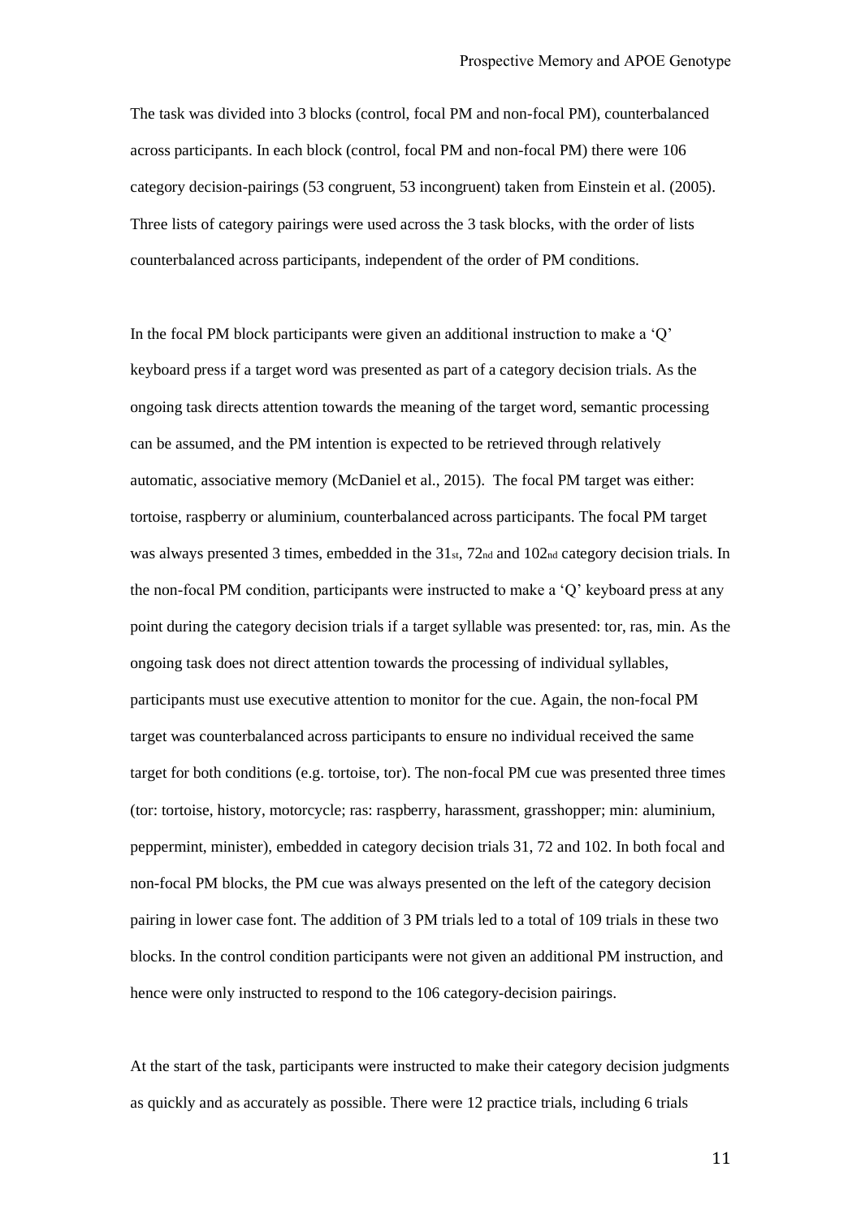The task was divided into 3 blocks (control, focal PM and non-focal PM), counterbalanced across participants. In each block (control, focal PM and non-focal PM) there were 106 category decision-pairings (53 congruent, 53 incongruent) taken from Einstein et al. (2005). Three lists of category pairings were used across the 3 task blocks, with the order of lists counterbalanced across participants, independent of the order of PM conditions.

In the focal PM block participants were given an additional instruction to make a 'Q' keyboard press if a target word was presented as part of a category decision trials. As the ongoing task directs attention towards the meaning of the target word, semantic processing can be assumed, and the PM intention is expected to be retrieved through relatively automatic, associative memory (McDaniel et al., 2015). The focal PM target was either: tortoise, raspberry or aluminium, counterbalanced across participants. The focal PM target was always presented 3 times, embedded in the 31st, 72nd and 102nd category decision trials. In the non-focal PM condition, participants were instructed to make a 'Q' keyboard press at any point during the category decision trials if a target syllable was presented: tor, ras, min. As the ongoing task does not direct attention towards the processing of individual syllables, participants must use executive attention to monitor for the cue. Again, the non-focal PM target was counterbalanced across participants to ensure no individual received the same target for both conditions (e.g. tortoise, tor). The non-focal PM cue was presented three times (tor: tortoise, history, motorcycle; ras: raspberry, harassment, grasshopper; min: aluminium, peppermint, minister), embedded in category decision trials 31, 72 and 102. In both focal and non-focal PM blocks, the PM cue was always presented on the left of the category decision pairing in lower case font. The addition of 3 PM trials led to a total of 109 trials in these two blocks. In the control condition participants were not given an additional PM instruction, and hence were only instructed to respond to the 106 category-decision pairings.

At the start of the task, participants were instructed to make their category decision judgments as quickly and as accurately as possible. There were 12 practice trials, including 6 trials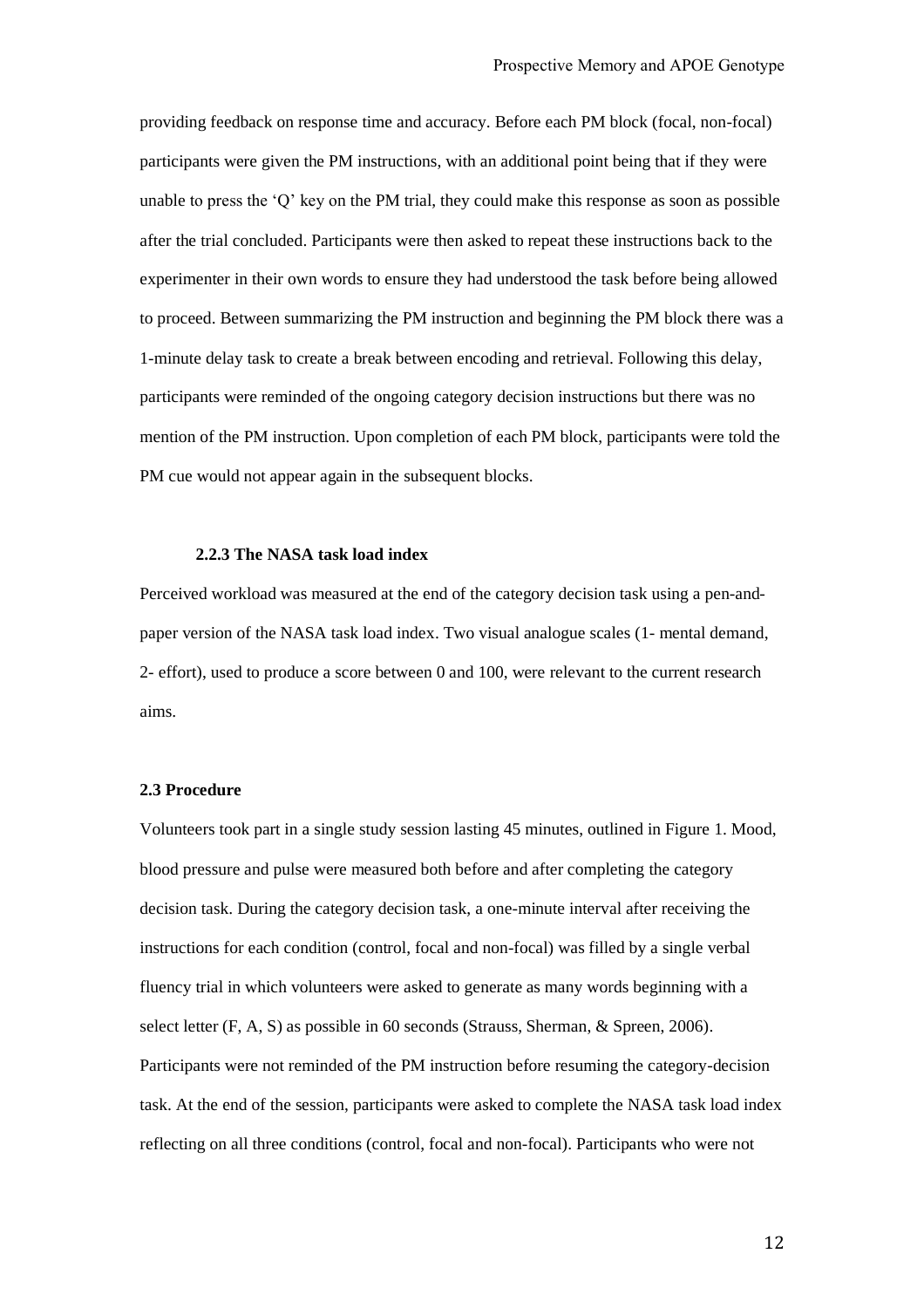providing feedback on response time and accuracy. Before each PM block (focal, non-focal) participants were given the PM instructions, with an additional point being that if they were unable to press the 'Q' key on the PM trial, they could make this response as soon as possible after the trial concluded. Participants were then asked to repeat these instructions back to the experimenter in their own words to ensure they had understood the task before being allowed to proceed. Between summarizing the PM instruction and beginning the PM block there was a 1-minute delay task to create a break between encoding and retrieval. Following this delay, participants were reminded of the ongoing category decision instructions but there was no mention of the PM instruction. Upon completion of each PM block, participants were told the PM cue would not appear again in the subsequent blocks.

#### 2.2.3 The NASA task load index

Perceived workload was measured at the end of the category decision task using a pen-and-paper version of the NASA task load index. Two visual analogue scales (1- mental demand, 2- effort), used to produce a score between 0 and 100, were relevant to the current research aims.

### 2.3 Procedure

Volunteers took part in a single study session lasting 45 minutes, outlined in Figure 1. Mood, blood pressure and pulse were measured both before and after completing the category decision task. During the category decision task, a one-minute interval after receiving the instructions for each condition (control, focal and non-focal) was filled by a single verbal fluency trial in which volunteers were asked to generate as many words beginning with a select letter (F, A, S) as possible in 60 seconds (Strauss, Sherman, & Spreen, 2006). Participants were not reminded of the PM instruction before resuming the category-decision task. At the end of the session, participants were asked to complete the NASA task load index reflecting on all three conditions (control, focal and non-focal). Participants who were not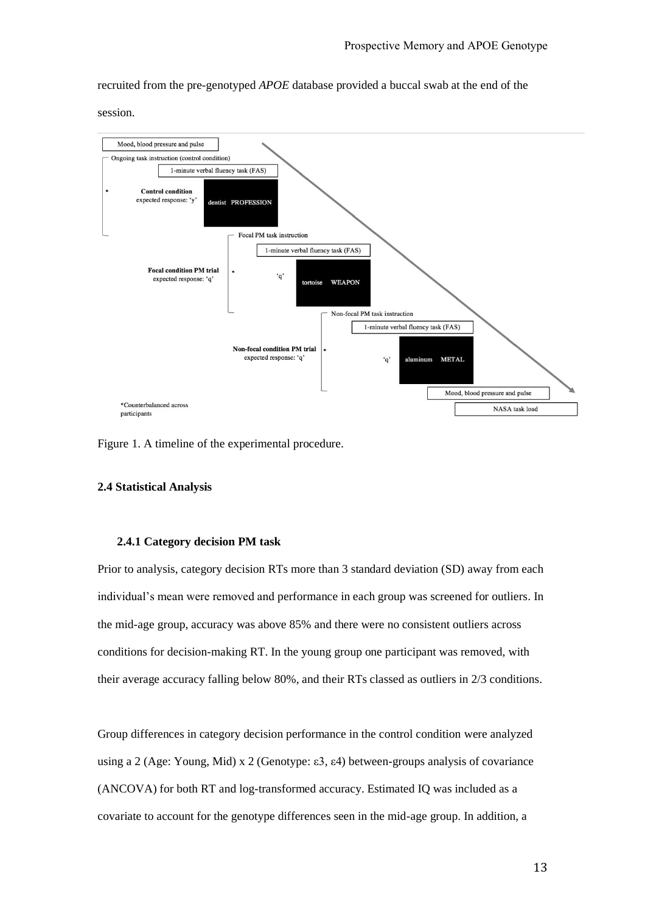recruited from the pre-genotyped *APOE* database provided a buccal swab at the end of the session.

Figure 1. A timeline of the experimental procedure.

### 2.4 Statistical Analysis

#### 2.4.1 Category decision PM task

Prior to analysis, category decision RTs more than 3 standard deviation (SD) away from each individual's mean were removed and performance in each group was screened for outliers. In the mid-age group, accuracy was above 85% and there were no consistent outliers across conditions for decision-making RT. In the young group one participant was removed, with their average accuracy falling below 80%, and their RTs classed as outliers in 2/3 conditions.

Group differences in category decision performance in the control condition were analyzed using a 2 (Age: Young, Mid) x 2 (Genotype: ε3, ε4) between-groups analysis of covariance (ANCOVA) for both RT and log-transformed accuracy. Estimated IQ was included as a covariate to account for the genotype differences seen in the mid-age group. In addition, a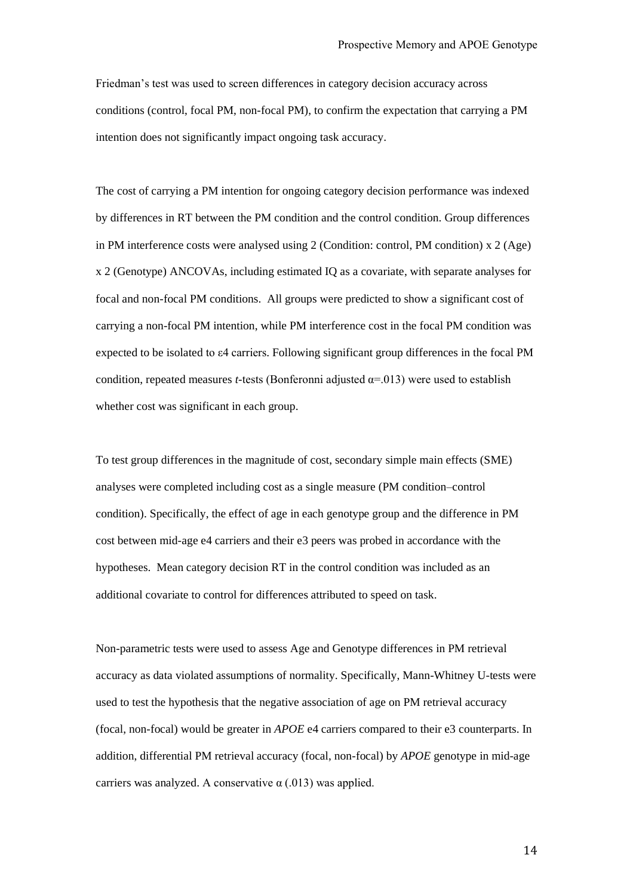Friedman's test was used to screen differences in category decision accuracy across conditions (control, focal PM, non-focal PM), to confirm the expectation that carrying a PM intention does not significantly impact ongoing task accuracy.

The cost of carrying a PM intention for ongoing category decision performance was indexed by differences in RT between the PM condition and the control condition. Group differences in PM interference costs were analysed using 2 (Condition: control, PM condition) x 2 (Age) x 2 (Genotype) ANCOVAs, including estimated IQ as a covariate, with separate analyses for focal and non-focal PM conditions. All groups were predicted to show a significant cost of carrying a non-focal PM intention, while PM interference cost in the focal PM condition was expected to be isolated to ε4 carriers. Following significant group differences in the focal PM condition, repeated measures *t*-tests (Bonferonni adjusted $\alpha$=.013) were used to establish whether cost was significant in each group.

To test group differences in the magnitude of cost, secondary simple main effects (SME) analyses were completed including cost as a single measure (PM condition–control condition). Specifically, the effect of age in each genotype group and the difference in PM cost between mid-age e4 carriers and their e3 peers was probed in accordance with the hypotheses. Mean category decision RT in the control condition was included as an additional covariate to control for differences attributed to speed on task.

Non-parametric tests were used to assess Age and Genotype differences in PM retrieval accuracy as data violated assumptions of normality. Specifically, Mann-Whitney U-tests were used to test the hypothesis that the negative association of age on PM retrieval accuracy (focal, non-focal) would be greater in *APOE* e4 carriers compared to their e3 counterparts. In addition, differential PM retrieval accuracy (focal, non-focal) by *APOE* genotype in mid-age carriers was analyzed. A conservative $\alpha$ (.013) was applied.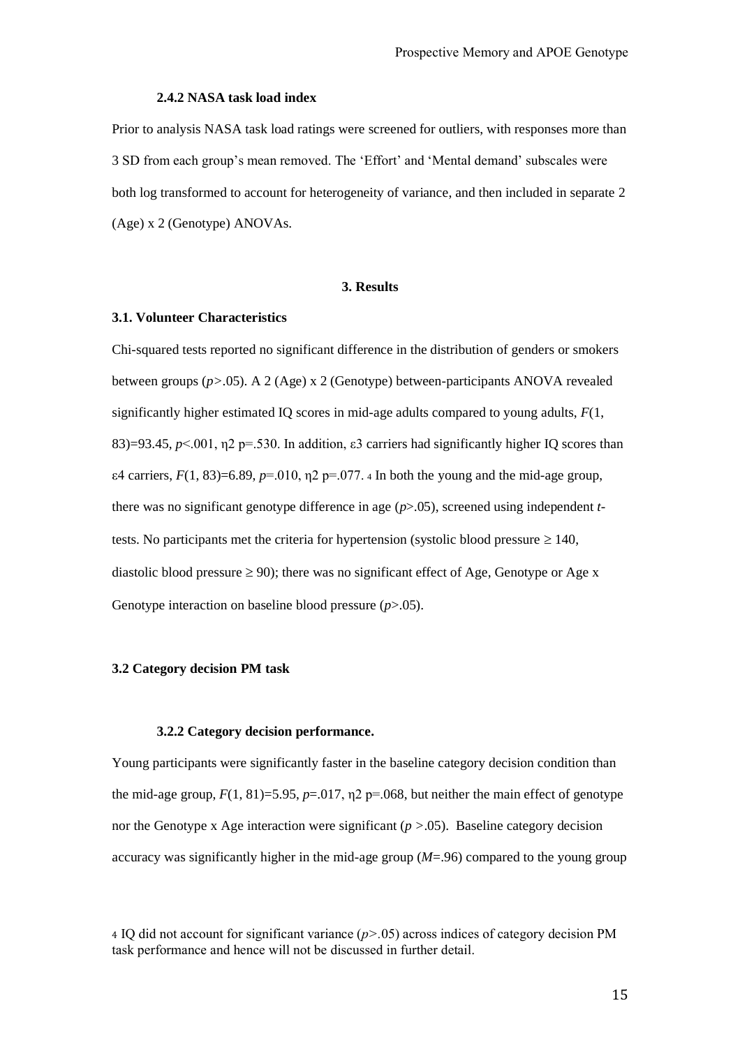#### 2.4.2 NASA task load index

Prior to analysis NASA task load ratings were screened for outliers, with responses more than 3 SD from each group's mean removed. The 'Effort' and 'Mental demand' subscales were both log transformed to account for heterogeneity of variance, and then included in separate 2 (Age) x 2 (Genotype) ANOVAs.

## 3. Results

### 3.1. Volunteer Characteristics

Chi-squared tests reported no significant difference in the distribution of genders or smokers between groups ($p>.05$). A 2 (Age) x 2 (Genotype) between-participants ANOVA revealed significantly higher estimated IQ scores in mid-age adults compared to young adults, $F(1, 83)=93.45$, $p<.001$, $\eta^2_p=.530$. In addition, ε3 carriers had significantly higher IQ scores than ε4 carriers, $F(1, 83)=6.89$, $p=.010$, $\eta^2_p=.077$. [4] In both the young and the mid-age group, there was no significant genotype difference in age ($p>.05$), screened using independent *t*-tests. No participants met the criteria for hypertension (systolic blood pressure ≥ 140, diastolic blood pressure ≥ 90); there was no significant effect of Age, Genotype or Age x Genotype interaction on baseline blood pressure ($p>.05$).

### 3.2 Category decision PM task

#### 3.2.2 Category decision performance.

Young participants were significantly faster in the baseline category decision condition than the mid-age group, $F(1, 81)=5.95$, $p=.017$, $\eta^2_p=.068$, but neither the main effect of genotype nor the Genotype x Age interaction were significant ($p>.05$). Baseline category decision accuracy was significantly higher in the mid-age group ($M=.96$) compared to the young group

[4] IQ did not account for significant variance ($p>.05$) across indices of category decision PM task performance and hence will not be discussed in further detail.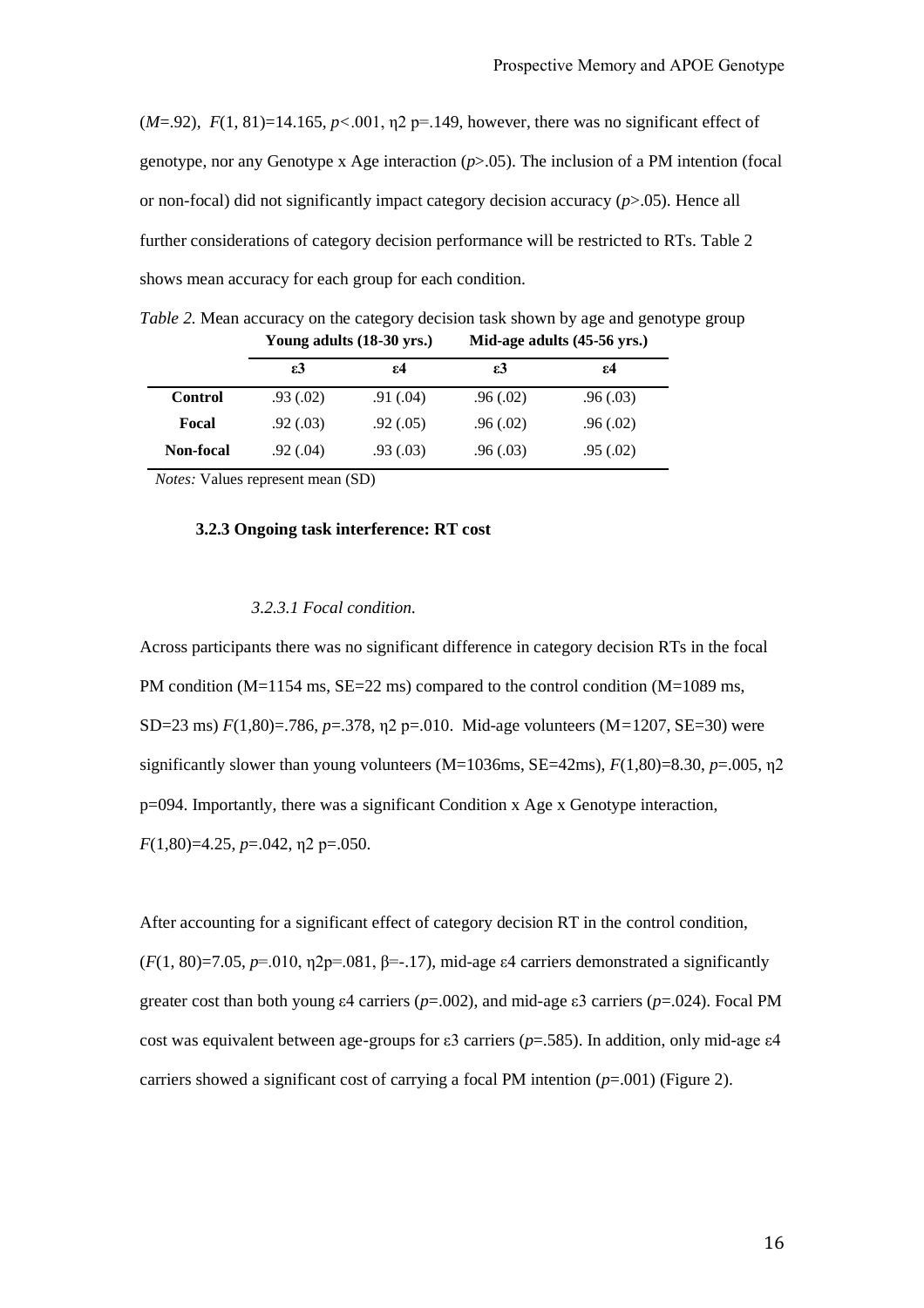($M$=.92), $F(1, 81)$=14.165, $p<.001$, η2 p=.149, however, there was no significant effect of genotype, nor any Genotype x Age interaction ($p>.05$). The inclusion of a PM intention (focal or non-focal) did not significantly impact category decision accuracy ($p>.05$). Hence all further considerations of category decision performance will be restricted to RTs. Table 2 shows mean accuracy for each group for each condition.

*Table 2.* Mean accuracy on the category decision task shown by age and genotype group

| | **Young adults (18-30 yrs.)** | | **Mid-age adults (45-56 yrs.)** | |
|---|---|---|---|---|
| | **ε3** | **ε4** | **ε3** | **ε4** |
| **Control** | .93 (.02) | .91 (.04) | .96 (.02) | .96 (.03) |
| **Focal** | .92 (.03) | .92 (.05) | .96 (.02) | .96 (.02) |
| **Non-focal** | .92 (.04) | .93 (.03) | .96 (.03) | .95 (.02) |

*Notes:* Values represent mean (SD)

#### 3.2.3 Ongoing task interference: RT cost

##### *3.2.3.1 Focal condition.*

Across participants there was no significant difference in category decision RTs in the focal PM condition (M=1154 ms, SE=22 ms) compared to the control condition (M=1089 ms, SD=23 ms) $F(1,80)$=.786, $p$=.378, η2 p=.010. Mid-age volunteers (M=1207, SE=30) were significantly slower than young volunteers (M=1036ms, SE=42ms), $F(1,80)$=8.30, $p$=.005, η2 p=094. Importantly, there was a significant Condition x Age x Genotype interaction, $F(1,80)$=4.25, $p$=.042, η2 p=.050.

After accounting for a significant effect of category decision RT in the control condition, ($F(1, 80)$=7.05, $p$=.010, η2p=.081, β=-.17), mid-age ε4 carriers demonstrated a significantly greater cost than both young ε4 carriers ($p$=.002), and mid-age ε3 carriers ($p$=.024). Focal PM cost was equivalent between age-groups for ε3 carriers ($p$=.585). In addition, only mid-age ε4 carriers showed a significant cost of carrying a focal PM intention ($p$=.001) (Figure 2).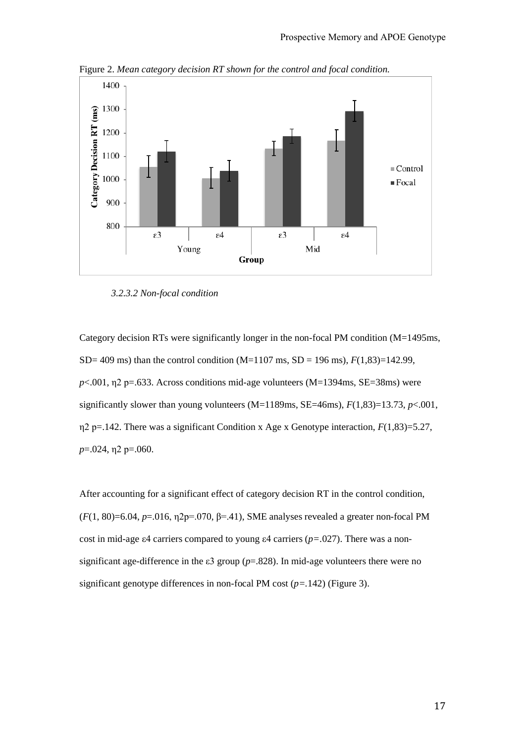Figure 2. *Mean category decision RT shown for the control and focal condition.*

*3.2.3.2 Non-focal condition*

Category decision RTs were significantly longer in the non-focal PM condition (M=1495ms, SD= 409 ms) than the control condition (M=1107 ms, SD = 196 ms), $F(1,83)=142.99$, $p<.001$, $\eta 2$ p=.633. Across conditions mid-age volunteers (M=1394ms, SE=38ms) were significantly slower than young volunteers (M=1189ms, SE=46ms), $F(1,83)=13.73$, $p<.001$, $\eta 2$ p=.142. There was a significant Condition x Age x Genotype interaction, $F(1,83)=5.27$, $p=.024$, $\eta 2$ p=.060.

After accounting for a significant effect of category decision RT in the control condition, ($F(1, 80)=6.04$, $p=.016$, $\eta 2p=.070$, $\beta=.41$), SME analyses revealed a greater non-focal PM cost in mid-age ε4 carriers compared to young ε4 carriers ($p=.027$). There was a non-significant age-difference in the ε3 group ($p=.828$). In mid-age volunteers there were no significant genotype differences in non-focal PM cost ($p=.142$) (Figure 3).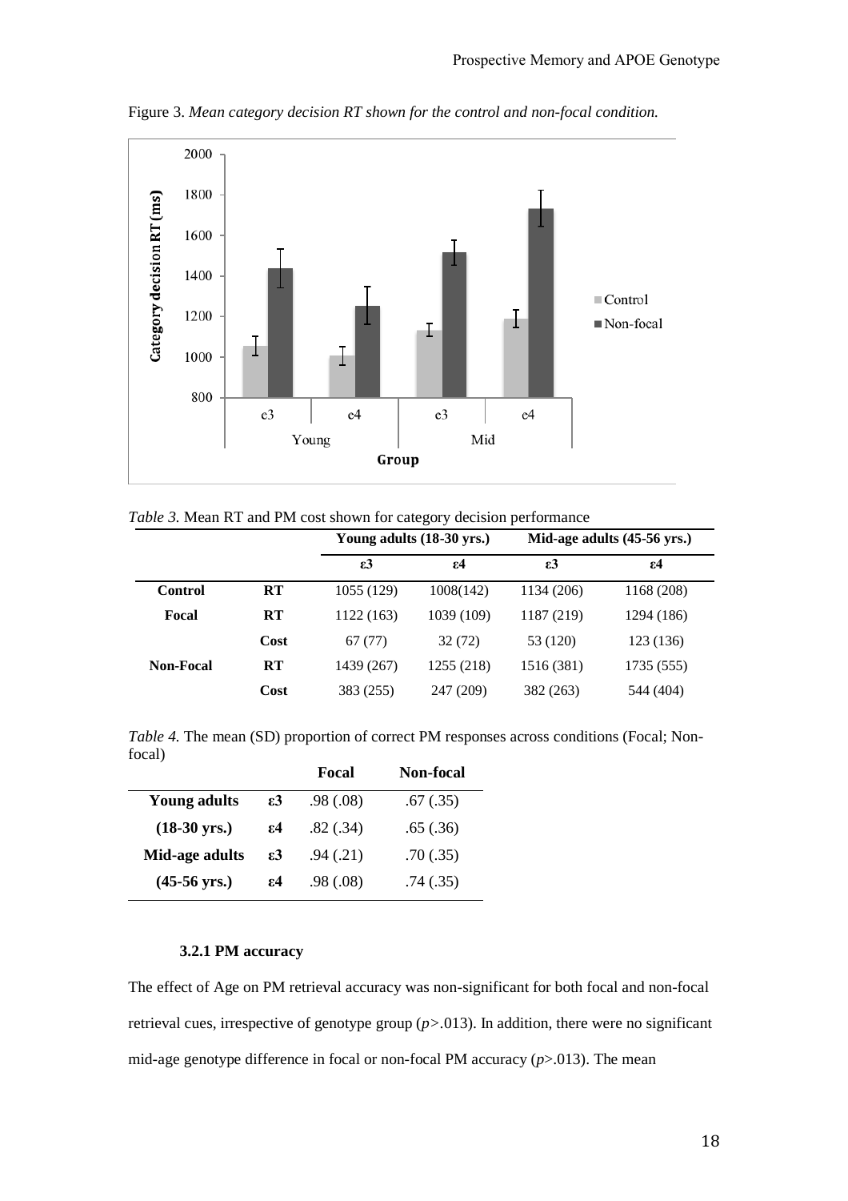Figure 3. *Mean category decision RT shown for the control and non-focal condition.*

*Table 3.* Mean RT and PM cost shown for category decision performance

| | | Young adults (18-30 yrs.) | | Mid-age adults (45-56 yrs.) | |
|---|---|---|---|---|---|
| | | ε3 | ε4 | ε3 | ε4 |
| **Control** | **RT** | 1055 (129) | 1008(142) | 1134 (206) | 1168 (208) |
| **Focal** | **RT** | 1122 (163) | 1039 (109) | 1187 (219) | 1294 (186) |
| | **Cost** | 67 (77) | 32 (72) | 53 (120) | 123 (136) |
| **Non-Focal** | **RT** | 1439 (267) | 1255 (218) | 1516 (381) | 1735 (555) |
| | **Cost** | 383 (255) | 247 (209) | 382 (263) | 544 (404) |

*Table 4.* The mean (SD) proportion of correct PM responses across conditions (Focal; Non-focal)

| | | Focal | Non-focal |
|---|---|---|---|
| **Young adults** | **ε3** | .98 (.08) | .67 (.35) |
| **(18-30 yrs.)** | **ε4** | .82 (.34) | .65 (.36) |
| **Mid-age adults** | **ε3** | .94 (.21) | .70 (.35) |
| **(45-56 yrs.)** | **ε4** | .98 (.08) | .74 (.35) |

### 3.2.1 PM accuracy

The effect of Age on PM retrieval accuracy was non-significant for both focal and non-focal retrieval cues, irrespective of genotype group ($p$>.013). In addition, there were no significant mid-age genotype difference in focal or non-focal PM accuracy ($p$>.013). The mean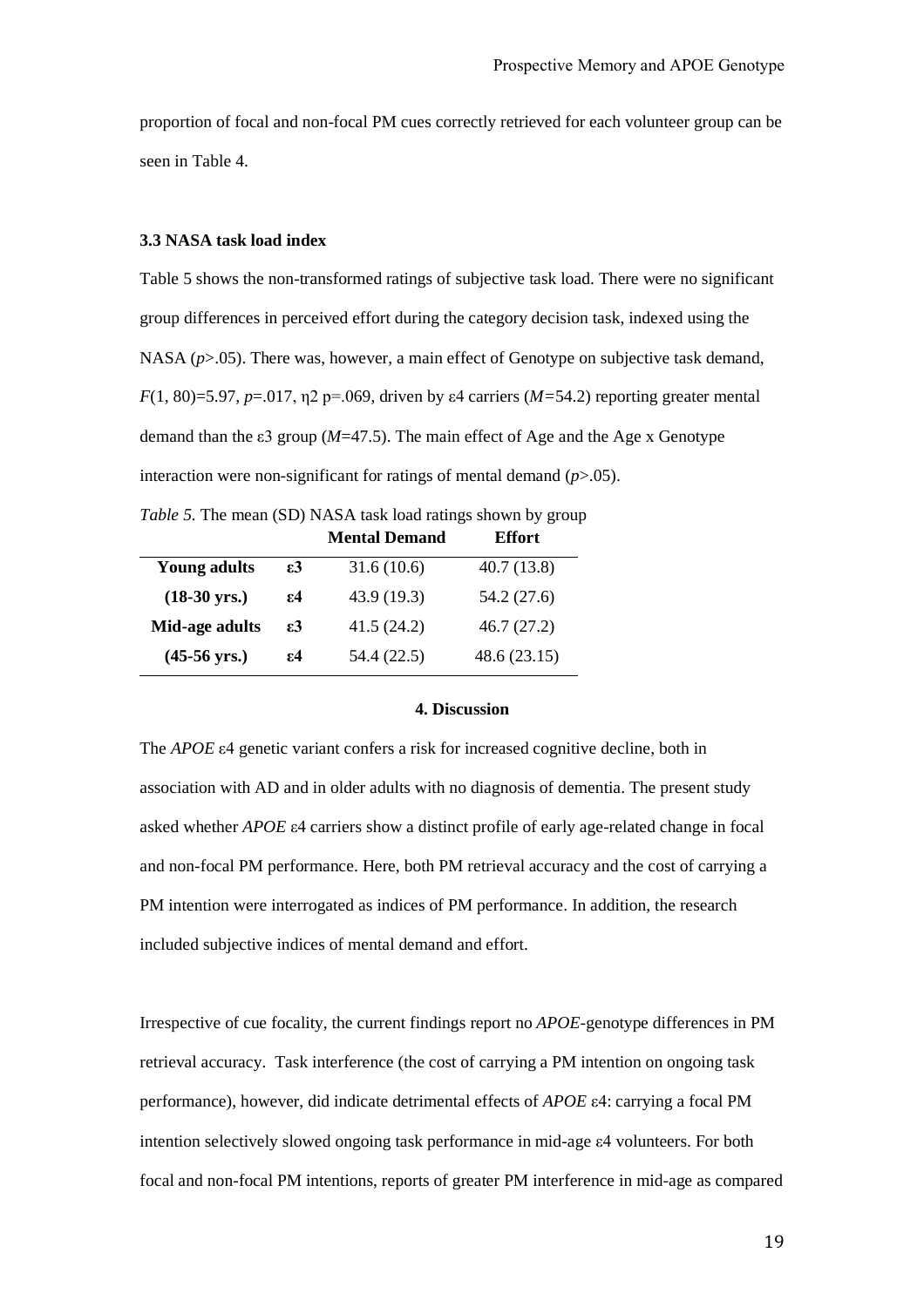proportion of focal and non-focal PM cues correctly retrieved for each volunteer group can be seen in Table 4.

### 3.3 NASA task load index

Table 5 shows the non-transformed ratings of subjective task load. There were no significant group differences in perceived effort during the category decision task, indexed using the NASA ($p$>.05). There was, however, a main effect of Genotype on subjective task demand, $F(1, 80)=5.97$, $p=.017$, η2 p=.069, driven by ε4 carriers ($M=54.2$) reporting greater mental demand than the ε3 group ($M=47.5$). The main effect of Age and the Age x Genotype interaction were non-significant for ratings of mental demand ($p$>.05).

*Table 5.* The mean (SD) NASA task load ratings shown by group

| | | **Mental Demand** | **Effort** |
|---|---|---|---|
| **Young adults** | **ε3** | 31.6 (10.6) | 40.7 (13.8) |
| **(18-30 yrs.)** | **ε4** | 43.9 (19.3) | 54.2 (27.6) |
| **Mid-age adults** | **ε3** | 41.5 (24.2) | 46.7 (27.2) |
| **(45-56 yrs.)** | **ε4** | 54.4 (22.5) | 48.6 (23.15) |

## 4. Discussion

The *APOE* ε4 genetic variant confers a risk for increased cognitive decline, both in association with AD and in older adults with no diagnosis of dementia. The present study asked whether *APOE* ε4 carriers show a distinct profile of early age-related change in focal and non-focal PM performance. Here, both PM retrieval accuracy and the cost of carrying a PM intention were interrogated as indices of PM performance. In addition, the research included subjective indices of mental demand and effort.

Irrespective of cue focality, the current findings report no *APOE*-genotype differences in PM retrieval accuracy. Task interference (the cost of carrying a PM intention on ongoing task performance), however, did indicate detrimental effects of *APOE* ε4: carrying a focal PM intention selectively slowed ongoing task performance in mid-age ε4 volunteers. For both focal and non-focal PM intentions, reports of greater PM interference in mid-age as compared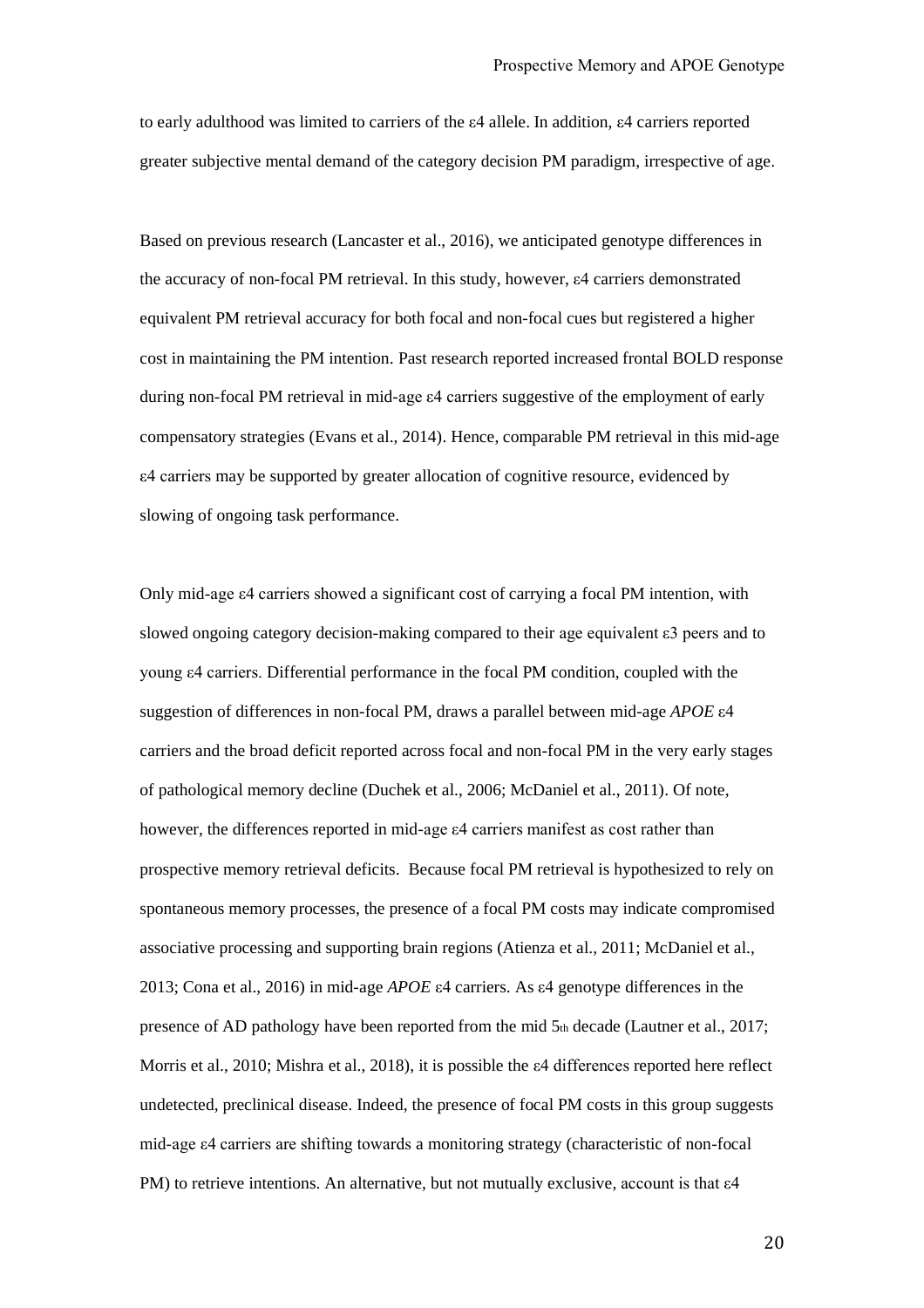to early adulthood was limited to carriers of the ε4 allele. In addition, ε4 carriers reported greater subjective mental demand of the category decision PM paradigm, irrespective of age.

Based on previous research (Lancaster et al., 2016), we anticipated genotype differences in the accuracy of non-focal PM retrieval. In this study, however, ε4 carriers demonstrated equivalent PM retrieval accuracy for both focal and non-focal cues but registered a higher cost in maintaining the PM intention. Past research reported increased frontal BOLD response during non-focal PM retrieval in mid-age ε4 carriers suggestive of the employment of early compensatory strategies (Evans et al., 2014). Hence, comparable PM retrieval in this mid-age ε4 carriers may be supported by greater allocation of cognitive resource, evidenced by slowing of ongoing task performance.

Only mid-age ε4 carriers showed a significant cost of carrying a focal PM intention, with slowed ongoing category decision-making compared to their age equivalent ε3 peers and to young ε4 carriers. Differential performance in the focal PM condition, coupled with the suggestion of differences in non-focal PM, draws a parallel between mid-age *APOE* ε4 carriers and the broad deficit reported across focal and non-focal PM in the very early stages of pathological memory decline (Duchek et al., 2006; McDaniel et al., 2011). Of note, however, the differences reported in mid-age ε4 carriers manifest as cost rather than prospective memory retrieval deficits. Because focal PM retrieval is hypothesized to rely on spontaneous memory processes, the presence of a focal PM costs may indicate compromised associative processing and supporting brain regions (Atienza et al., 2011; McDaniel et al., 2013; Cona et al., 2016) in mid-age *APOE* ε4 carriers. As ε4 genotype differences in the presence of AD pathology have been reported from the mid 5th decade (Lautner et al., 2017; Morris et al., 2010; Mishra et al., 2018), it is possible the ε4 differences reported here reflect undetected, preclinical disease. Indeed, the presence of focal PM costs in this group suggests mid-age ε4 carriers are shifting towards a monitoring strategy (characteristic of non-focal PM) to retrieve intentions. An alternative, but not mutually exclusive, account is that ε4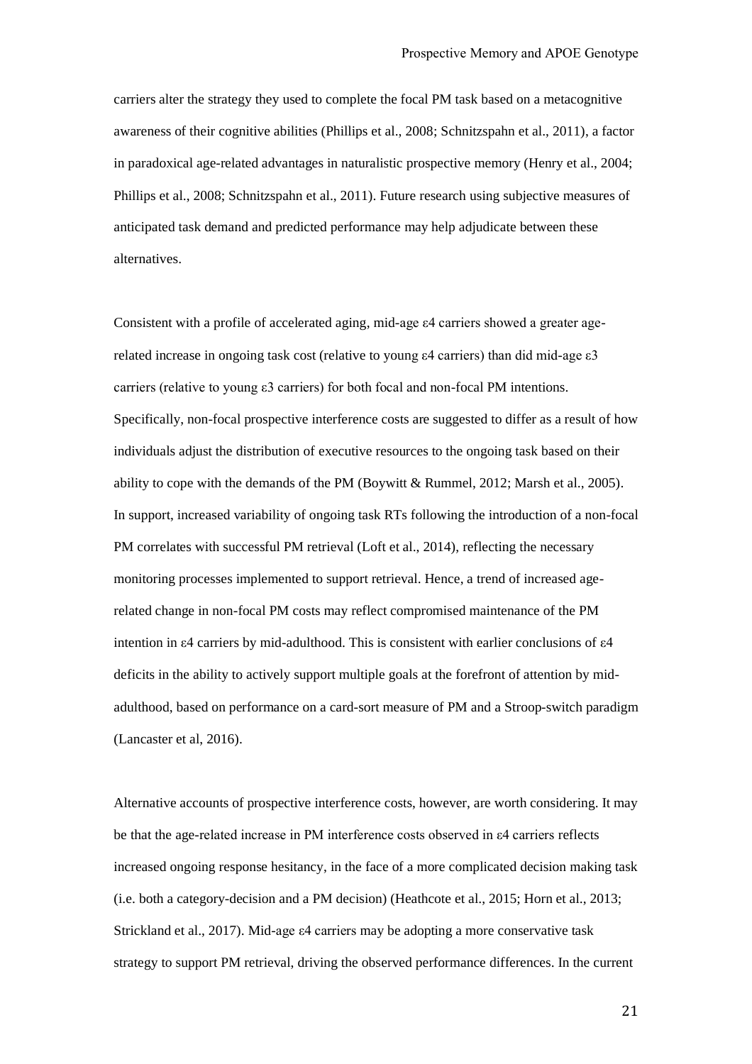carriers alter the strategy they used to complete the focal PM task based on a metacognitive awareness of their cognitive abilities (Phillips et al., 2008; Schnitzspahn et al., 2011), a factor in paradoxical age-related advantages in naturalistic prospective memory (Henry et al., 2004; Phillips et al., 2008; Schnitzspahn et al., 2011). Future research using subjective measures of anticipated task demand and predicted performance may help adjudicate between these alternatives.

Consistent with a profile of accelerated aging, mid-age ε4 carriers showed a greater age-related increase in ongoing task cost (relative to young ε4 carriers) than did mid-age ε3 carriers (relative to young ε3 carriers) for both focal and non-focal PM intentions. Specifically, non-focal prospective interference costs are suggested to differ as a result of how individuals adjust the distribution of executive resources to the ongoing task based on their ability to cope with the demands of the PM (Boywitt & Rummel, 2012; Marsh et al., 2005). In support, increased variability of ongoing task RTs following the introduction of a non-focal PM correlates with successful PM retrieval (Loft et al., 2014), reflecting the necessary monitoring processes implemented to support retrieval. Hence, a trend of increased age-related change in non-focal PM costs may reflect compromised maintenance of the PM intention in ε4 carriers by mid-adulthood. This is consistent with earlier conclusions of ε4 deficits in the ability to actively support multiple goals at the forefront of attention by mid-adulthood, based on performance on a card-sort measure of PM and a Stroop-switch paradigm (Lancaster et al, 2016).

Alternative accounts of prospective interference costs, however, are worth considering. It may be that the age-related increase in PM interference costs observed in ε4 carriers reflects increased ongoing response hesitancy, in the face of a more complicated decision making task (i.e. both a category-decision and a PM decision) (Heathcote et al., 2015; Horn et al., 2013; Strickland et al., 2017). Mid-age ε4 carriers may be adopting a more conservative task strategy to support PM retrieval, driving the observed performance differences. In the current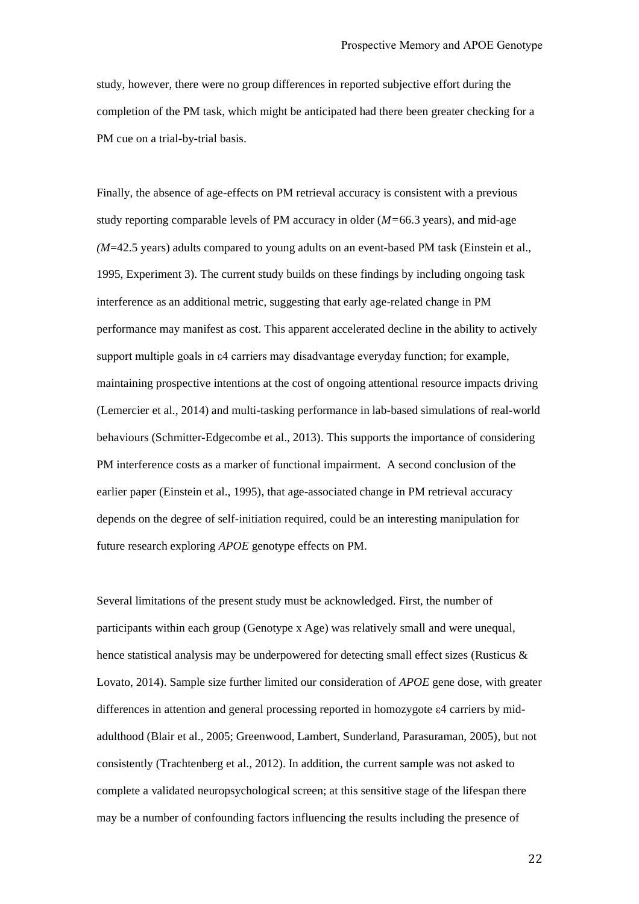study, however, there were no group differences in reported subjective effort during the completion of the PM task, which might be anticipated had there been greater checking for a PM cue on a trial-by-trial basis.

Finally, the absence of age-effects on PM retrieval accuracy is consistent with a previous study reporting comparable levels of PM accuracy in older (*M=*66.3 years), and mid-age *(M*=42.5 years) adults compared to young adults on an event-based PM task (Einstein et al., 1995, Experiment 3). The current study builds on these findings by including ongoing task interference as an additional metric, suggesting that early age-related change in PM performance may manifest as cost. This apparent accelerated decline in the ability to actively support multiple goals in ε4 carriers may disadvantage everyday function; for example, maintaining prospective intentions at the cost of ongoing attentional resource impacts driving (Lemercier et al., 2014) and multi-tasking performance in lab-based simulations of real-world behaviours (Schmitter-Edgecombe et al., 2013). This supports the importance of considering PM interference costs as a marker of functional impairment. A second conclusion of the earlier paper (Einstein et al., 1995), that age-associated change in PM retrieval accuracy depends on the degree of self-initiation required, could be an interesting manipulation for future research exploring *APOE* genotype effects on PM.

Several limitations of the present study must be acknowledged. First, the number of participants within each group (Genotype x Age) was relatively small and were unequal, hence statistical analysis may be underpowered for detecting small effect sizes (Rusticus & Lovato, 2014). Sample size further limited our consideration of *APOE* gene dose, with greater differences in attention and general processing reported in homozygote ε4 carriers by mid-adulthood (Blair et al., 2005; Greenwood, Lambert, Sunderland, Parasuraman, 2005), but not consistently (Trachtenberg et al., 2012). In addition, the current sample was not asked to complete a validated neuropsychological screen; at this sensitive stage of the lifespan there may be a number of confounding factors influencing the results including the presence of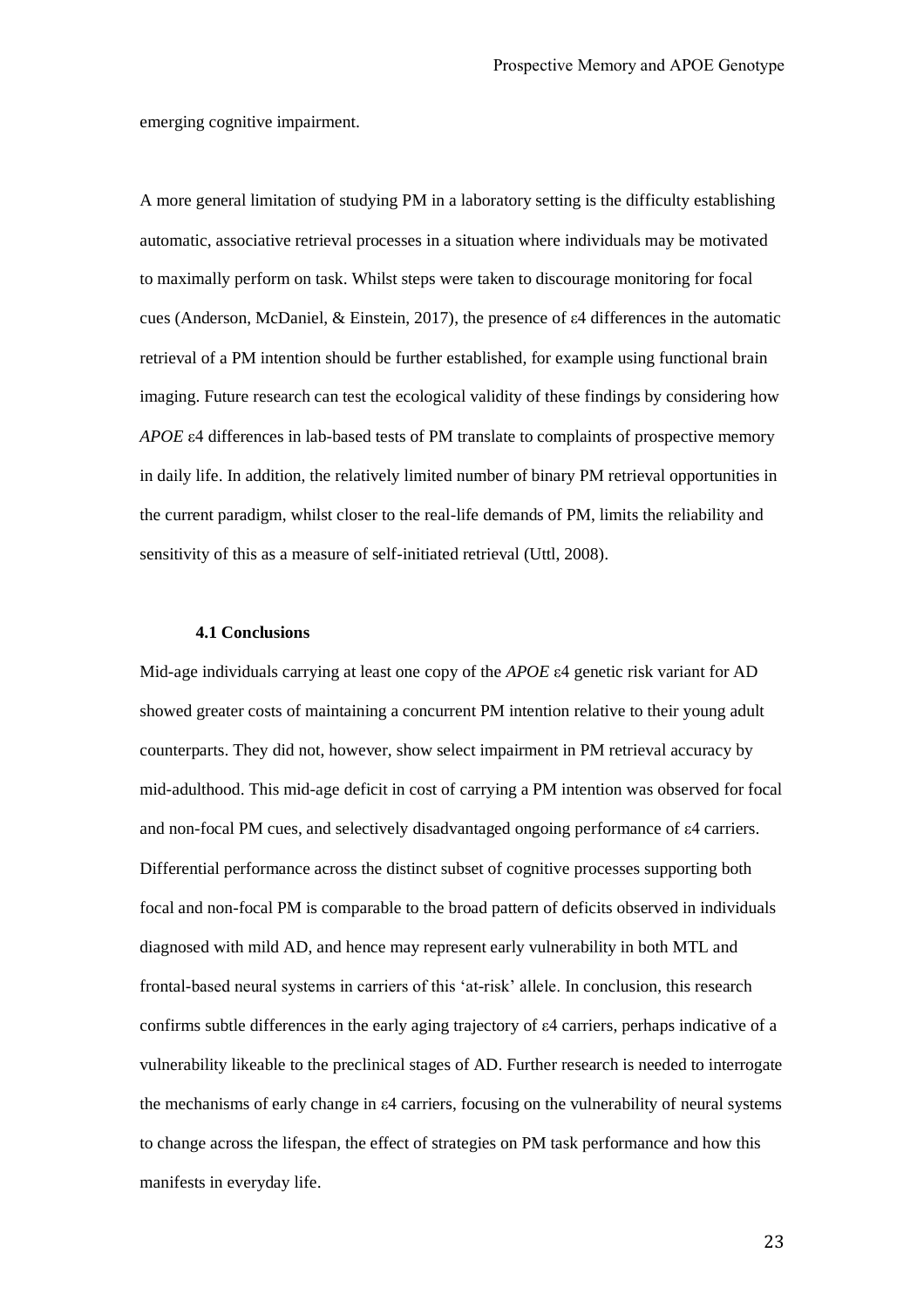emerging cognitive impairment.

A more general limitation of studying PM in a laboratory setting is the difficulty establishing automatic, associative retrieval processes in a situation where individuals may be motivated to maximally perform on task. Whilst steps were taken to discourage monitoring for focal cues (Anderson, McDaniel, & Einstein, 2017), the presence of ε4 differences in the automatic retrieval of a PM intention should be further established, for example using functional brain imaging. Future research can test the ecological validity of these findings by considering how *APOE* ε4 differences in lab-based tests of PM translate to complaints of prospective memory in daily life. In addition, the relatively limited number of binary PM retrieval opportunities in the current paradigm, whilst closer to the real-life demands of PM, limits the reliability and sensitivity of this as a measure of self-initiated retrieval (Uttl, 2008).

### 4.1 Conclusions

Mid-age individuals carrying at least one copy of the *APOE* ε4 genetic risk variant for AD showed greater costs of maintaining a concurrent PM intention relative to their young adult counterparts. They did not, however, show select impairment in PM retrieval accuracy by mid-adulthood. This mid-age deficit in cost of carrying a PM intention was observed for focal and non-focal PM cues, and selectively disadvantaged ongoing performance of ε4 carriers. Differential performance across the distinct subset of cognitive processes supporting both focal and non-focal PM is comparable to the broad pattern of deficits observed in individuals diagnosed with mild AD, and hence may represent early vulnerability in both MTL and frontal-based neural systems in carriers of this 'at-risk' allele. In conclusion, this research confirms subtle differences in the early aging trajectory of ε4 carriers, perhaps indicative of a vulnerability likeable to the preclinical stages of AD. Further research is needed to interrogate the mechanisms of early change in ε4 carriers, focusing on the vulnerability of neural systems to change across the lifespan, the effect of strategies on PM task performance and how this manifests in everyday life.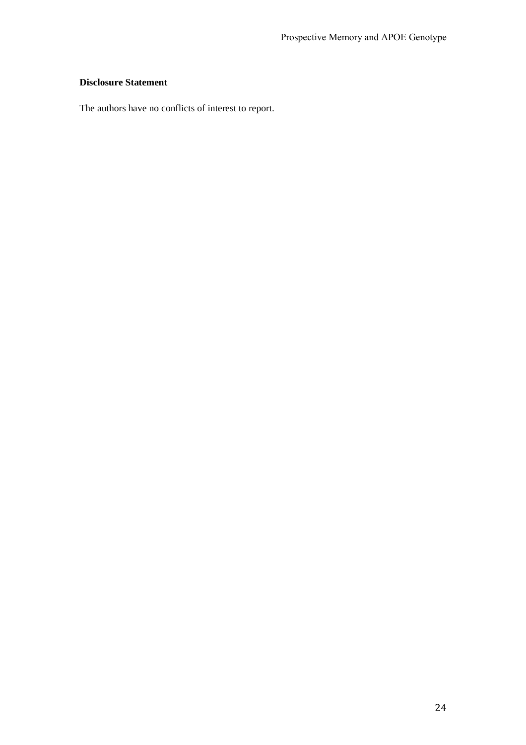**Disclosure Statement**

The authors have no conflicts of interest to report.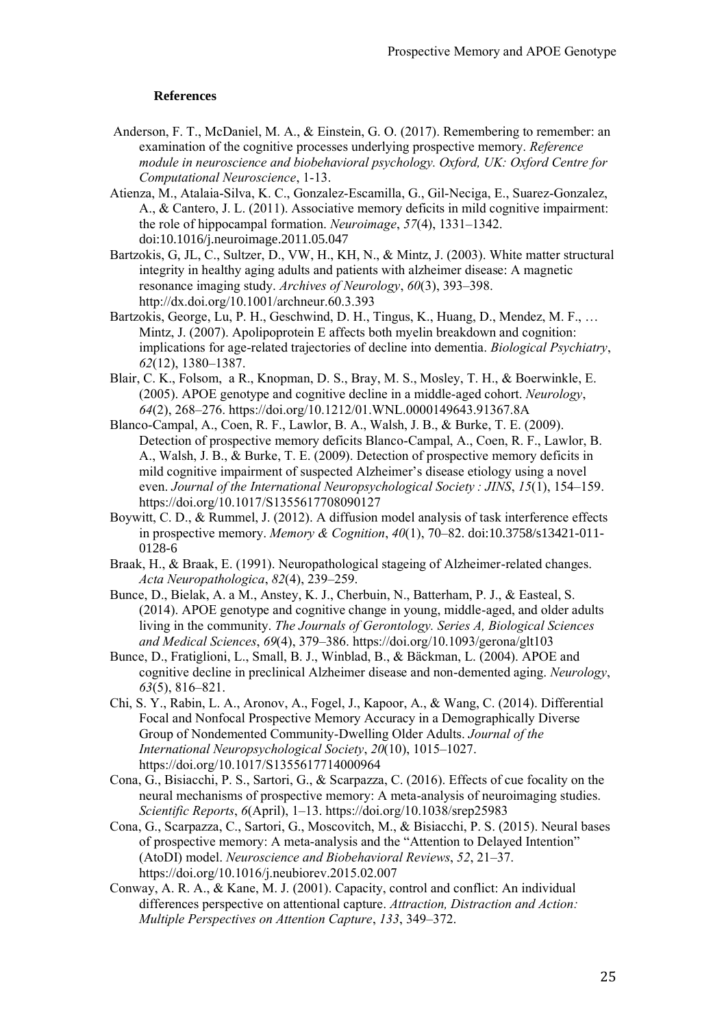### References

Anderson, F. T., McDaniel, M. A., & Einstein, G. O. (2017). Remembering to remember: an examination of the cognitive processes underlying prospective memory. *Reference module in neuroscience and biobehavioral psychology. Oxford, UK: Oxford Centre for Computational Neuroscience*, 1-13.

Atienza, M., Atalaia-Silva, K. C., Gonzalez-Escamilla, G., Gil-Neciga, E., Suarez-Gonzalez, A., & Cantero, J. L. (2011). Associative memory deficits in mild cognitive impairment: the role of hippocampal formation. *Neuroimage*, *57*(4), 1331–1342. doi:10.1016/j.neuroimage.2011.05.047

Bartzokis, G, JL, C., Sultzer, D., VW, H., KH, N., & Mintz, J. (2003). White matter structural integrity in healthy aging adults and patients with alzheimer disease: A magnetic resonance imaging study. *Archives of Neurology*, *60*(3), 393–398. http://dx.doi.org/10.1001/archneur.60.3.393

Bartzokis, George, Lu, P. H., Geschwind, D. H., Tingus, K., Huang, D., Mendez, M. F., … Mintz, J. (2007). Apolipoprotein E affects both myelin breakdown and cognition: implications for age-related trajectories of decline into dementia. *Biological Psychiatry*, *62*(12), 1380–1387.

Blair, C. K., Folsom, a R., Knopman, D. S., Bray, M. S., Mosley, T. H., & Boerwinkle, E. (2005). APOE genotype and cognitive decline in a middle-aged cohort. *Neurology*, *64*(2), 268–276. https://doi.org/10.1212/01.WNL.0000149643.91367.8A

Blanco-Campal, A., Coen, R. F., Lawlor, B. A., Walsh, J. B., & Burke, T. E. (2009). Detection of prospective memory deficits Blanco-Campal, A., Coen, R. F., Lawlor, B. A., Walsh, J. B., & Burke, T. E. (2009). Detection of prospective memory deficits in mild cognitive impairment of suspected Alzheimer's disease etiology using a novel even. *Journal of the International Neuropsychological Society : JINS*, *15*(1), 154–159. https://doi.org/10.1017/S1355617708090127

Boywitt, C. D., & Rummel, J. (2012). A diffusion model analysis of task interference effects in prospective memory. *Memory & Cognition*, *40*(1), 70–82. doi:10.3758/s13421-011-0128-6

Braak, H., & Braak, E. (1991). Neuropathological stageing of Alzheimer-related changes. *Acta Neuropathologica*, *82*(4), 239–259.

Bunce, D., Bielak, A. a M., Anstey, K. J., Cherbuin, N., Batterham, P. J., & Easteal, S. (2014). APOE genotype and cognitive change in young, middle-aged, and older adults living in the community. *The Journals of Gerontology. Series A, Biological Sciences and Medical Sciences*, *69*(4), 379–386. https://doi.org/10.1093/gerona/glt103

Bunce, D., Fratiglioni, L., Small, B. J., Winblad, B., & Bäckman, L. (2004). APOE and cognitive decline in preclinical Alzheimer disease and non-demented aging. *Neurology*, *63*(5), 816–821.

Chi, S. Y., Rabin, L. A., Aronov, A., Fogel, J., Kapoor, A., & Wang, C. (2014). Differential Focal and Nonfocal Prospective Memory Accuracy in a Demographically Diverse Group of Nondemented Community-Dwelling Older Adults. *Journal of the International Neuropsychological Society*, *20*(10), 1015–1027. https://doi.org/10.1017/S1355617714000964

Cona, G., Bisiacchi, P. S., Sartori, G., & Scarpazza, C. (2016). Effects of cue focality on the neural mechanisms of prospective memory: A meta-analysis of neuroimaging studies. *Scientific Reports*, *6*(April), 1–13. https://doi.org/10.1038/srep25983

Cona, G., Scarpazza, C., Sartori, G., Moscovitch, M., & Bisiacchi, P. S. (2015). Neural bases of prospective memory: A meta-analysis and the "Attention to Delayed Intention" (AtoDI) model. *Neuroscience and Biobehavioral Reviews*, *52*, 21–37. https://doi.org/10.1016/j.neubiorev.2015.02.007

Conway, A. R. A., & Kane, M. J. (2001). Capacity, control and conflict: An individual differences perspective on attentional capture. *Attraction, Distraction and Action: Multiple Perspectives on Attention Capture*, *133*, 349–372.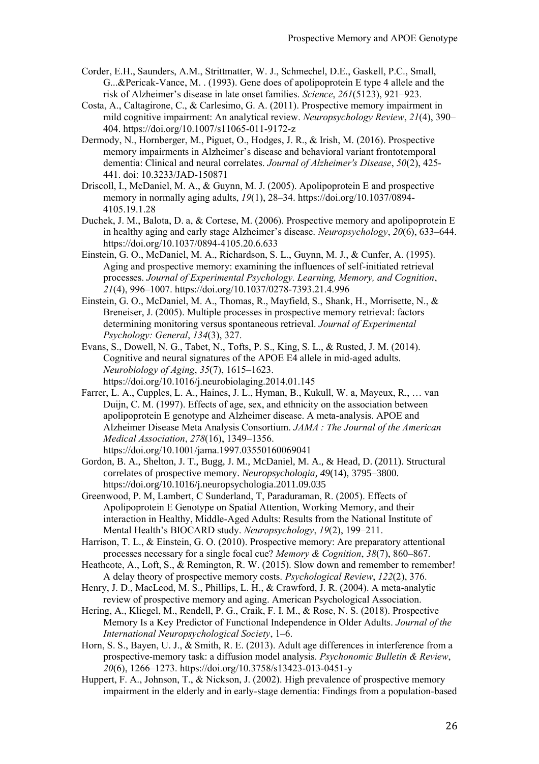Corder, E.H., Saunders, A.M., Strittmatter, W. J., Schmechel, D.E., Gaskell, P.C., Small, G...&Pericak-Vance, M. . (1993). Gene does of apolipoprotein E type 4 allele and the risk of Alzheimer's disease in late onset families. *Science*, *261*(5123), 921–923.

Costa, A., Caltagirone, C., & Carlesimo, G. A. (2011). Prospective memory impairment in mild cognitive impairment: An analytical review. *Neuropsychology Review*, *21*(4), 390–404. https://doi.org/10.1007/s11065-011-9172-z

Dermody, N., Hornberger, M., Piguet, O., Hodges, J. R., & Irish, M. (2016). Prospective memory impairments in Alzheimer's disease and behavioral variant frontotemporal dementia: Clinical and neural correlates. *Journal of Alzheimer's Disease*, *50*(2), 425-441. doi: 10.3233/JAD-150871

Driscoll, I., McDaniel, M. A., & Guynn, M. J. (2005). Apolipoprotein E and prospective memory in normally aging adults, *19*(1), 28–34. https://doi.org/10.1037/0894-4105.19.1.28

Duchek, J. M., Balota, D. a, & Cortese, M. (2006). Prospective memory and apolipoprotein E in healthy aging and early stage Alzheimer's disease. *Neuropsychology*, *20*(6), 633–644. https://doi.org/10.1037/0894-4105.20.6.633

Einstein, G. O., McDaniel, M. A., Richardson, S. L., Guynn, M. J., & Cunfer, A. (1995). Aging and prospective memory: examining the influences of self-initiated retrieval processes. *Journal of Experimental Psychology. Learning, Memory, and Cognition*, *21*(4), 996–1007. https://doi.org/10.1037/0278-7393.21.4.996

Einstein, G. O., McDaniel, M. A., Thomas, R., Mayfield, S., Shank, H., Morrisette, N., & Breneiser, J. (2005). Multiple processes in prospective memory retrieval: factors determining monitoring versus spontaneous retrieval. *Journal of Experimental Psychology: General*, *134*(3), 327.

Evans, S., Dowell, N. G., Tabet, N., Tofts, P. S., King, S. L., & Rusted, J. M. (2014). Cognitive and neural signatures of the APOE E4 allele in mid-aged adults. *Neurobiology of Aging*, *35*(7), 1615–1623. https://doi.org/10.1016/j.neurobiolaging.2014.01.145

Farrer, L. A., Cupples, L. A., Haines, J. L., Hyman, B., Kukull, W. a, Mayeux, R., … van Duijn, C. M. (1997). Effects of age, sex, and ethnicity on the association between apolipoprotein E genotype and Alzheimer disease. A meta-analysis. APOE and Alzheimer Disease Meta Analysis Consortium. *JAMA : The Journal of the American Medical Association*, *278*(16), 1349–1356. https://doi.org/10.1001/jama.1997.03550160069041

Gordon, B. A., Shelton, J. T., Bugg, J. M., McDaniel, M. A., & Head, D. (2011). Structural correlates of prospective memory. *Neuropsychologia*, *49*(14), 3795–3800. https://doi.org/10.1016/j.neuropsychologia.2011.09.035

Greenwood, P. M, Lambert, C Sunderland, T, Paraduraman, R. (2005). Effects of Apolipoprotein E Genotype on Spatial Attention, Working Memory, and their interaction in Healthy, Middle-Aged Adults: Results from the National Institute of Mental Health's BIOCARD study. *Neuropsychology*, *19*(2), 199–211.

Harrison, T. L., & Einstein, G. O. (2010). Prospective memory: Are preparatory attentional processes necessary for a single focal cue? *Memory & Cognition*, *38*(7), 860–867.

Heathcote, A., Loft, S., & Remington, R. W. (2015). Slow down and remember to remember! A delay theory of prospective memory costs. *Psychological Review*, *122*(2), 376.

Henry, J. D., MacLeod, M. S., Phillips, L. H., & Crawford, J. R. (2004). A meta-analytic review of prospective memory and aging. American Psychological Association.

Hering, A., Kliegel, M., Rendell, P. G., Craik, F. I. M., & Rose, N. S. (2018). Prospective Memory Is a Key Predictor of Functional Independence in Older Adults. *Journal of the International Neuropsychological Society*, 1–6.

Horn, S. S., Bayen, U. J., & Smith, R. E. (2013). Adult age differences in interference from a prospective-memory task: a diffusion model analysis. *Psychonomic Bulletin & Review*, *20*(6), 1266–1273. https://doi.org/10.3758/s13423-013-0451-y

Huppert, F. A., Johnson, T., & Nickson, J. (2002). High prevalence of prospective memory impairment in the elderly and in early-stage dementia: Findings from a population-based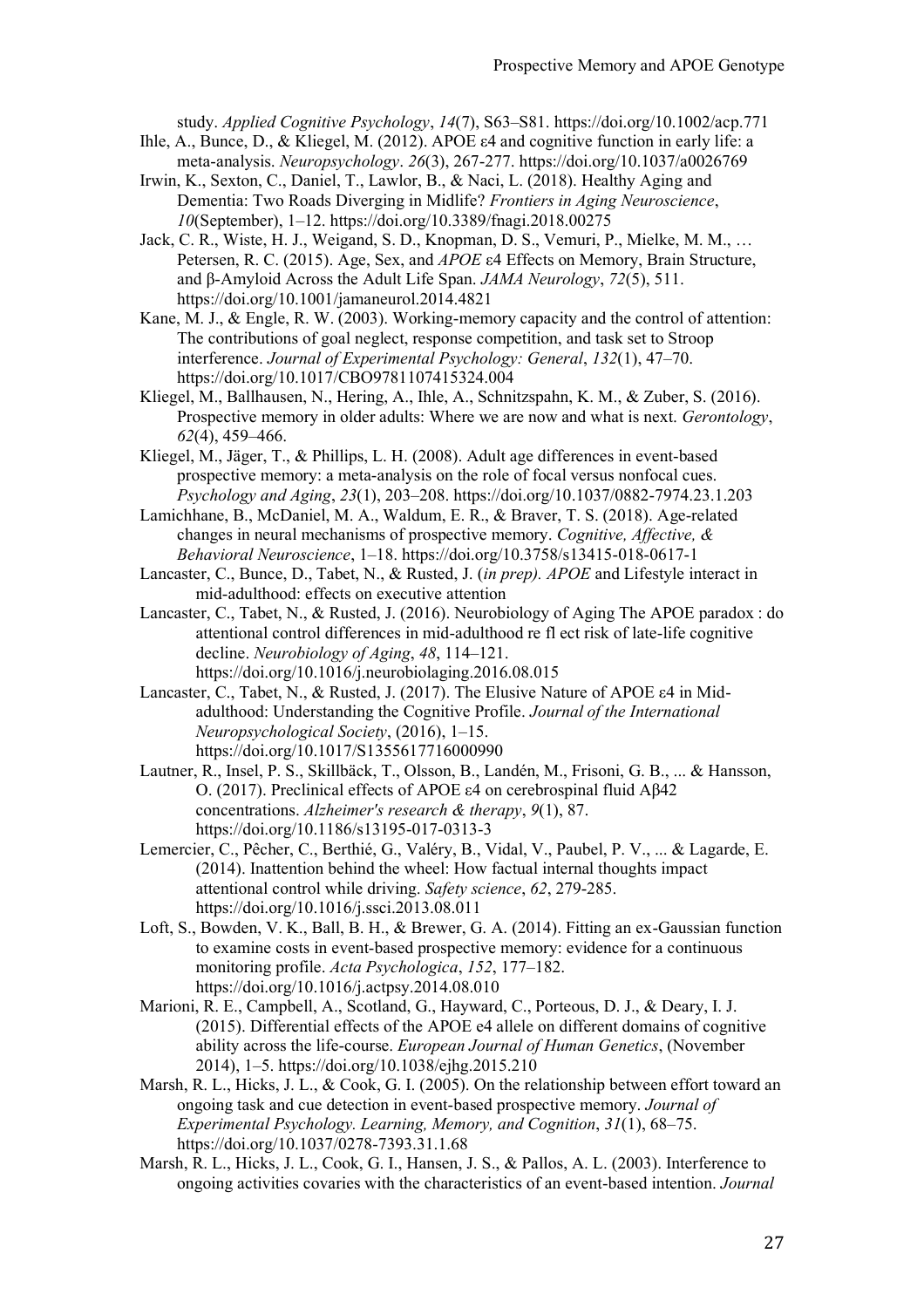study. *Applied Cognitive Psychology*, *14*(7), S63–S81. https://doi.org/10.1002/acp.771

Ihle, A., Bunce, D., & Kliegel, M. (2012). APOE ε4 and cognitive function in early life: a meta-analysis. *Neuropsychology*. *26*(3), 267-277. https://doi.org/10.1037/a0026769

Irwin, K., Sexton, C., Daniel, T., Lawlor, B., & Naci, L. (2018). Healthy Aging and Dementia: Two Roads Diverging in Midlife? *Frontiers in Aging Neuroscience*, *10*(September), 1–12. https://doi.org/10.3389/fnagi.2018.00275

Jack, C. R., Wiste, H. J., Weigand, S. D., Knopman, D. S., Vemuri, P., Mielke, M. M., … Petersen, R. C. (2015). Age, Sex, and *APOE* ε4 Effects on Memory, Brain Structure, and β-Amyloid Across the Adult Life Span. *JAMA Neurology*, *72*(5), 511. https://doi.org/10.1001/jamaneurol.2014.4821

Kane, M. J., & Engle, R. W. (2003). Working-memory capacity and the control of attention: The contributions of goal neglect, response competition, and task set to Stroop interference. *Journal of Experimental Psychology: General*, *132*(1), 47–70. https://doi.org/10.1017/CBO9781107415324.004

Kliegel, M., Ballhausen, N., Hering, A., Ihle, A., Schnitzspahn, K. M., & Zuber, S. (2016). Prospective memory in older adults: Where we are now and what is next. *Gerontology*, *62*(4), 459–466.

Kliegel, M., Jäger, T., & Phillips, L. H. (2008). Adult age differences in event-based prospective memory: a meta-analysis on the role of focal versus nonfocal cues. *Psychology and Aging*, *23*(1), 203–208. https://doi.org/10.1037/0882-7974.23.1.203

Lamichhane, B., McDaniel, M. A., Waldum, E. R., & Braver, T. S. (2018). Age-related changes in neural mechanisms of prospective memory. *Cognitive, Affective, & Behavioral Neuroscience*, 1–18. https://doi.org/10.3758/s13415-018-0617-1

Lancaster, C., Bunce, D., Tabet, N., & Rusted, J. (*in prep). APOE* and Lifestyle interact in mid-adulthood: effects on executive attention

Lancaster, C., Tabet, N., & Rusted, J. (2016). Neurobiology of Aging The APOE paradox : do attentional control differences in mid-adulthood re fl ect risk of late-life cognitive decline. *Neurobiology of Aging*, *48*, 114–121. https://doi.org/10.1016/j.neurobiolaging.2016.08.015

Lancaster, C., Tabet, N., & Rusted, J. (2017). The Elusive Nature of APOE ε4 in Mid-adulthood: Understanding the Cognitive Profile. *Journal of the International Neuropsychological Society*, (2016), 1–15. https://doi.org/10.1017/S1355617716000990

Lautner, R., Insel, P. S., Skillbäck, T., Olsson, B., Landén, M., Frisoni, G. B., ... & Hansson, O. (2017). Preclinical effects of APOE ε4 on cerebrospinal fluid Aβ42 concentrations. *Alzheimer's research & therapy*, *9*(1), 87. https://doi.org/10.1186/s13195-017-0313-3

Lemercier, C., Pêcher, C., Berthié, G., Valéry, B., Vidal, V., Paubel, P. V., ... & Lagarde, E. (2014). Inattention behind the wheel: How factual internal thoughts impact attentional control while driving. *Safety science*, *62*, 279-285. https://doi.org/10.1016/j.ssci.2013.08.011

Loft, S., Bowden, V. K., Ball, B. H., & Brewer, G. A. (2014). Fitting an ex-Gaussian function to examine costs in event-based prospective memory: evidence for a continuous monitoring profile. *Acta Psychologica*, *152*, 177–182. https://doi.org/10.1016/j.actpsy.2014.08.010

Marioni, R. E., Campbell, A., Scotland, G., Hayward, C., Porteous, D. J., & Deary, I. J. (2015). Differential effects of the APOE e4 allele on different domains of cognitive ability across the life-course. *European Journal of Human Genetics*, (November 2014), 1–5. https://doi.org/10.1038/ejhg.2015.210

Marsh, R. L., Hicks, J. L., & Cook, G. I. (2005). On the relationship between effort toward an ongoing task and cue detection in event-based prospective memory. *Journal of Experimental Psychology. Learning, Memory, and Cognition*, *31*(1), 68–75. https://doi.org/10.1037/0278-7393.31.1.68

Marsh, R. L., Hicks, J. L., Cook, G. I., Hansen, J. S., & Pallos, A. L. (2003). Interference to ongoing activities covaries with the characteristics of an event-based intention. *Journal*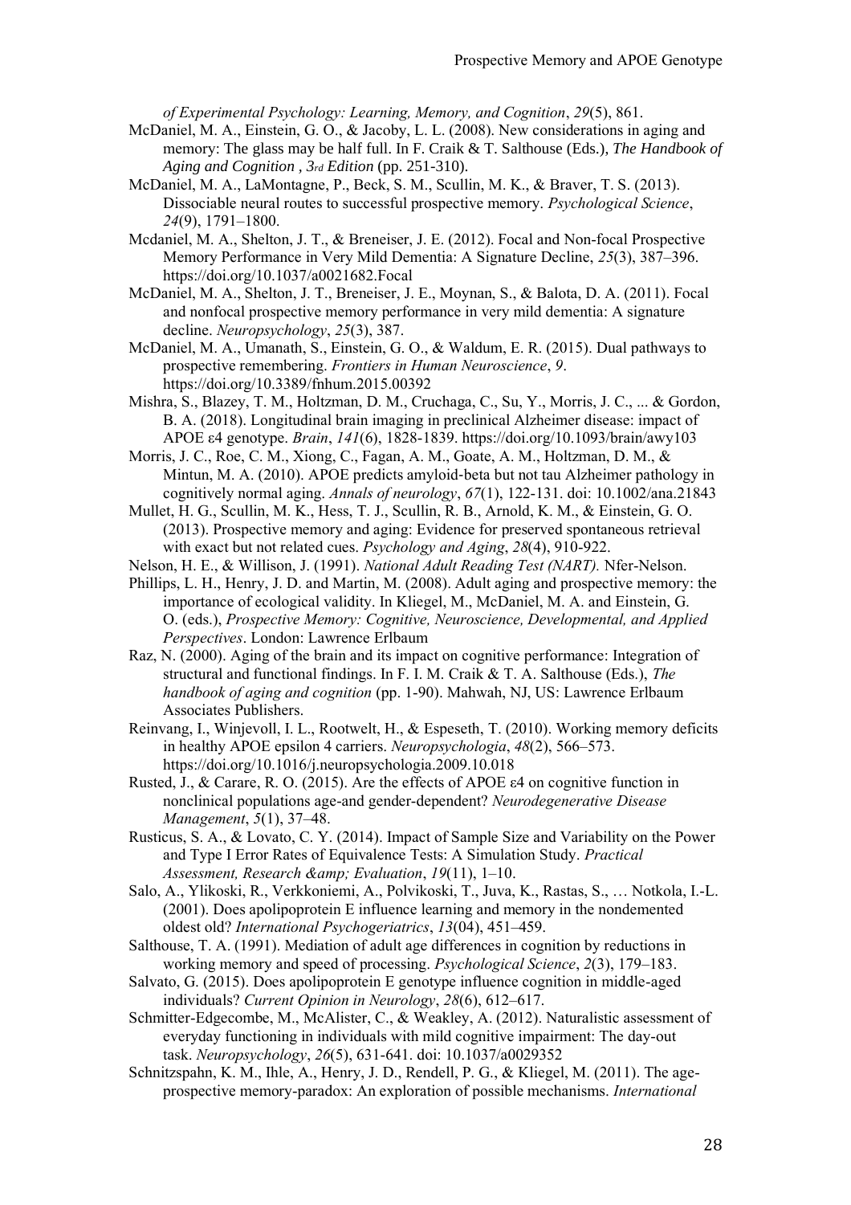*of Experimental Psychology: Learning, Memory, and Cognition*, *29*(5), 861.

McDaniel, M. A., Einstein, G. O., & Jacoby, L. L. (2008). New considerations in aging and memory: The glass may be half full. In F. Craik & T. Salthouse (Eds.), *The Handbook of Aging and Cognition , 3rd Edition* (pp. 251-310).

McDaniel, M. A., LaMontagne, P., Beck, S. M., Scullin, M. K., & Braver, T. S. (2013). Dissociable neural routes to successful prospective memory. *Psychological Science*, *24*(9), 1791–1800.

Mcdaniel, M. A., Shelton, J. T., & Breneiser, J. E. (2012). Focal and Non-focal Prospective Memory Performance in Very Mild Dementia: A Signature Decline, *25*(3), 387–396. https://doi.org/10.1037/a0021682.Focal

McDaniel, M. A., Shelton, J. T., Breneiser, J. E., Moynan, S., & Balota, D. A. (2011). Focal and nonfocal prospective memory performance in very mild dementia: A signature decline. *Neuropsychology*, *25*(3), 387.

McDaniel, M. A., Umanath, S., Einstein, G. O., & Waldum, E. R. (2015). Dual pathways to prospective remembering. *Frontiers in Human Neuroscience*, *9*. https://doi.org/10.3389/fnhum.2015.00392

Mishra, S., Blazey, T. M., Holtzman, D. M., Cruchaga, C., Su, Y., Morris, J. C., ... & Gordon, B. A. (2018). Longitudinal brain imaging in preclinical Alzheimer disease: impact of APOE ε4 genotype. *Brain*, *141*(6), 1828-1839. https://doi.org/10.1093/brain/awy103

Morris, J. C., Roe, C. M., Xiong, C., Fagan, A. M., Goate, A. M., Holtzman, D. M., & Mintun, M. A. (2010). APOE predicts amyloid-beta but not tau Alzheimer pathology in cognitively normal aging. *Annals of neurology*, *67*(1), 122-131. doi: 10.1002/ana.21843

Mullet, H. G., Scullin, M. K., Hess, T. J., Scullin, R. B., Arnold, K. M., & Einstein, G. O. (2013). Prospective memory and aging: Evidence for preserved spontaneous retrieval with exact but not related cues. *Psychology and Aging*, *28*(4), 910-922.

Nelson, H. E., & Willison, J. (1991). *National Adult Reading Test (NART).* Nfer-Nelson.

Phillips, L. H., Henry, J. D. and Martin, M. (2008). Adult aging and prospective memory: the importance of ecological validity. In Kliegel, M., McDaniel, M. A. and Einstein, G. O. (eds.), *Prospective Memory: Cognitive, Neuroscience, Developmental, and Applied Perspectives*. London: Lawrence Erlbaum

Raz, N. (2000). Aging of the brain and its impact on cognitive performance: Integration of structural and functional findings. In F. I. M. Craik & T. A. Salthouse (Eds.), *The handbook of aging and cognition* (pp. 1-90). Mahwah, NJ, US: Lawrence Erlbaum Associates Publishers.

Reinvang, I., Winjevoll, I. L., Rootwelt, H., & Espeseth, T. (2010). Working memory deficits in healthy APOE epsilon 4 carriers. *Neuropsychologia*, *48*(2), 566–573. https://doi.org/10.1016/j.neuropsychologia.2009.10.018

Rusted, J., & Carare, R. O. (2015). Are the effects of APOE ε4 on cognitive function in nonclinical populations age-and gender-dependent? *Neurodegenerative Disease Management*, *5*(1), 37–48.

Rusticus, S. A., & Lovato, C. Y. (2014). Impact of Sample Size and Variability on the Power and Type I Error Rates of Equivalence Tests: A Simulation Study. *Practical Assessment, Research &amp; Evaluation*, *19*(11), 1–10.

Salo, A., Ylikoski, R., Verkkoniemi, A., Polvikoski, T., Juva, K., Rastas, S., … Notkola, I.-L. (2001). Does apolipoprotein E influence learning and memory in the nondemented oldest old? *International Psychogeriatrics*, *13*(04), 451–459.

Salthouse, T. A. (1991). Mediation of adult age differences in cognition by reductions in working memory and speed of processing. *Psychological Science*, *2*(3), 179–183.

Salvato, G. (2015). Does apolipoprotein E genotype influence cognition in middle-aged individuals? *Current Opinion in Neurology*, *28*(6), 612–617.

Schmitter-Edgecombe, M., McAlister, C., & Weakley, A. (2012). Naturalistic assessment of everyday functioning in individuals with mild cognitive impairment: The day-out task. *Neuropsychology*, *26*(5), 631-641. doi: 10.1037/a0029352

Schnitzspahn, K. M., Ihle, A., Henry, J. D., Rendell, P. G., & Kliegel, M. (2011). The age-prospective memory-paradox: An exploration of possible mechanisms. *International*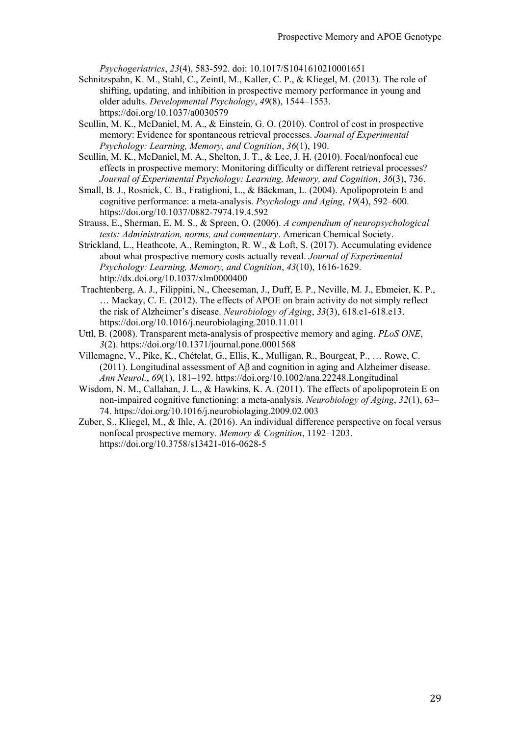*Psychogeriatrics*, *23*(4), 583-592. doi: 10.1017/S1041610210001651

Schnitzspahn, K. M., Stahl, C., Zeintl, M., Kaller, C. P., & Kliegel, M. (2013). The role of shifting, updating, and inhibition in prospective memory performance in young and older adults. *Developmental Psychology*, *49*(8), 1544–1553. https://doi.org/10.1037/a0030579

Scullin, M. K., McDaniel, M. A., & Einstein, G. O. (2010). Control of cost in prospective memory: Evidence for spontaneous retrieval processes. *Journal of Experimental Psychology: Learning, Memory, and Cognition*, *36*(1), 190.

Scullin, M. K., McDaniel, M. A., Shelton, J. T., & Lee, J. H. (2010). Focal/nonfocal cue effects in prospective memory: Monitoring difficulty or different retrieval processes? *Journal of Experimental Psychology: Learning, Memory, and Cognition*, *36*(3), 736.

Small, B. J., Rosnick, C. B., Fratiglioni, L., & Bäckman, L. (2004). Apolipoprotein E and cognitive performance: a meta-analysis. *Psychology and Aging*, *19*(4), 592–600. https://doi.org/10.1037/0882-7974.19.4.592

Strauss, E., Sherman, E. M. S., & Spreen, O. (2006). *A compendium of neuropsychological tests: Administration, norms, and commentary*. American Chemical Society.

Strickland, L., Heathcote, A., Remington, R. W., & Loft, S. (2017). Accumulating evidence about what prospective memory costs actually reveal. *Journal of Experimental Psychology: Learning, Memory, and Cognition*, *43*(10), 1616-1629. http://dx.doi.org/10.1037/xlm0000400

Trachtenberg, A. J., Filippini, N., Cheeseman, J., Duff, E. P., Neville, M. J., Ebmeier, K. P., … Mackay, C. E. (2012). The effects of APOE on brain activity do not simply reflect the risk of Alzheimer's disease. *Neurobiology of Aging*, *33*(3), 618.e1-618.e13. https://doi.org/10.1016/j.neurobiolaging.2010.11.011

Uttl, B. (2008). Transparent meta-analysis of prospective memory and aging. *PLoS ONE*, *3*(2). https://doi.org/10.1371/journal.pone.0001568

Villemagne, V., Pike, K., Chételat, G., Ellis, K., Mulligan, R., Bourgeat, P., … Rowe, C. (2011). Longitudinal assessment of Aβ and cognition in aging and Alzheimer disease. *Ann Neurol.*, *69*(1), 181–192. https://doi.org/10.1002/ana.22248.Longitudinal

Wisdom, N. M., Callahan, J. L., & Hawkins, K. A. (2011). The effects of apolipoprotein E on non-impaired cognitive functioning: a meta-analysis. *Neurobiology of Aging*, *32*(1), 63–74. https://doi.org/10.1016/j.neurobiolaging.2009.02.003

Zuber, S., Kliegel, M., & Ihle, A. (2016). An individual difference perspective on focal versus nonfocal prospective memory. *Memory & Cognition*, 1192–1203. https://doi.org/10.3758/s13421-016-0628-5